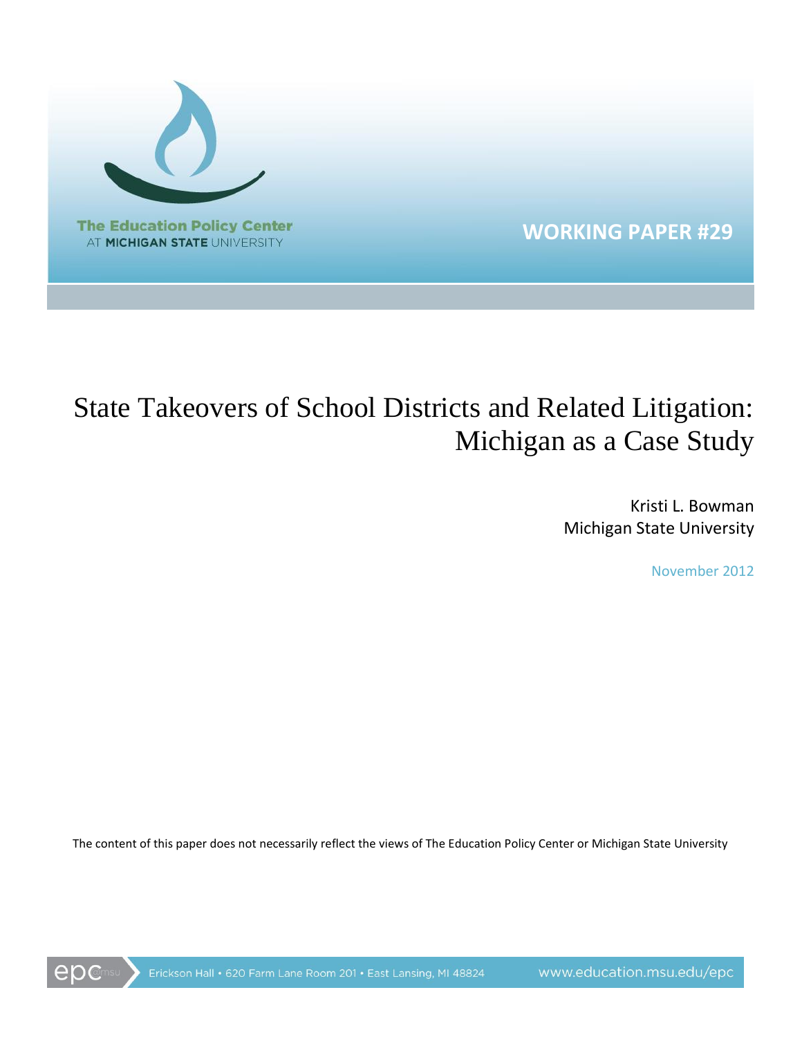The Education Policy Center
AT MICHIGAN STATE UNIVERSITY

**WORKING PAPER #29**

# State Takeovers of School Districts and Related Litigation: Michigan as a Case Study

Kristi L. Bowman
Michigan State University

November 2012

The content of this paper does not necessarily reflect the views of The Education Policy Center or Michigan State University

epc@msu Erickson Hall • 620 Farm Lane Room 201 • East Lansing, MI 48824 www.education.msu.edu/epc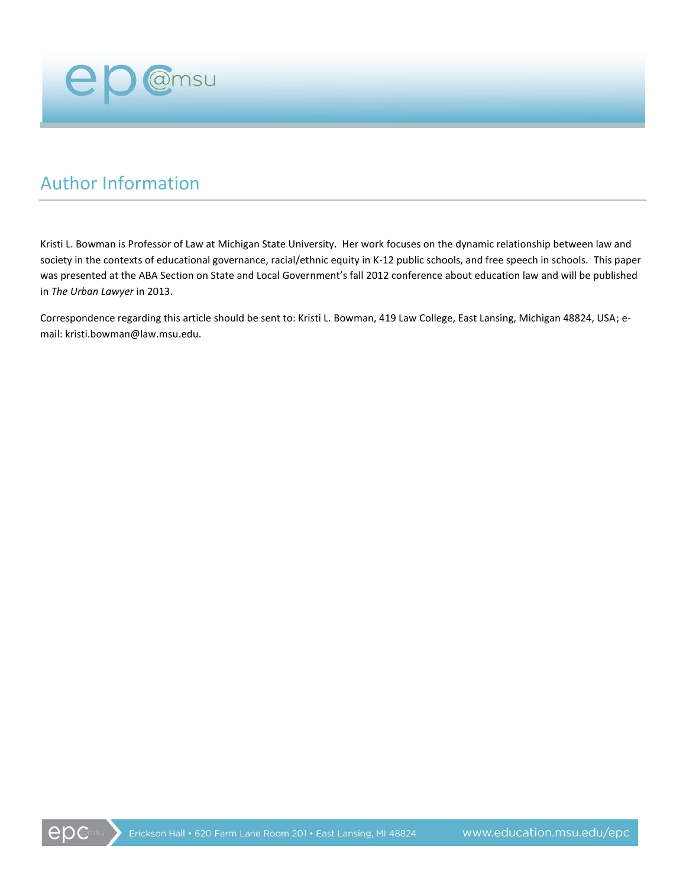## Author Information

Kristi L. Bowman is Professor of Law at Michigan State University. Her work focuses on the dynamic relationship between law and society in the contexts of educational governance, racial/ethnic equity in K-12 public schools, and free speech in schools. This paper was presented at the ABA Section on State and Local Government's fall 2012 conference about education law and will be published in *The Urban Lawyer* in 2013.

Correspondence regarding this article should be sent to: Kristi L. Bowman, 419 Law College, East Lansing, Michigan 48824, USA; e-mail: kristi.bowman@law.msu.edu.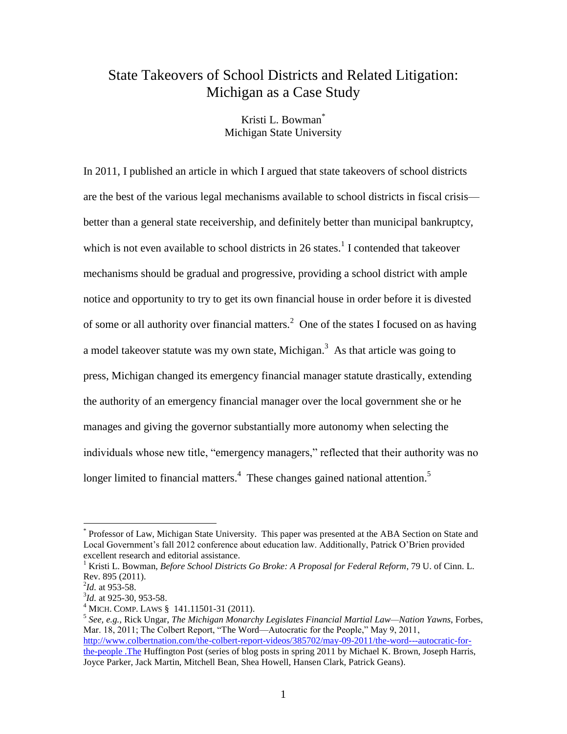# State Takeovers of School Districts and Related Litigation: Michigan as a Case Study

Kristi L. Bowman[*]
Michigan State University

In 2011, I published an article in which I argued that state takeovers of school districts are the best of the various legal mechanisms available to school districts in fiscal crisis—better than a general state receivership, and definitely better than municipal bankruptcy, which is not even available to school districts in 26 states.[1] I contended that takeover mechanisms should be gradual and progressive, providing a school district with ample notice and opportunity to try to get its own financial house in order before it is divested of some or all authority over financial matters.[2] One of the states I focused on as having a model takeover statute was my own state, Michigan.[3] As that article was going to press, Michigan changed its emergency financial manager statute drastically, extending the authority of an emergency financial manager over the local government she or he manages and giving the governor substantially more autonomy when selecting the individuals whose new title, "emergency managers," reflected that their authority was no longer limited to financial matters.[4] These changes gained national attention.[5]

---

[*] Professor of Law, Michigan State University. This paper was presented at the ABA Section on State and Local Government's fall 2012 conference about education law. Additionally, Patrick O'Brien provided excellent research and editorial assistance.

[1] Kristi L. Bowman, *Before School Districts Go Broke: A Proposal for Federal Reform*, 79 U. of Cinn. L. Rev. 895 (2011).

[2] *Id.* at 953-58.

[3] *Id.* at 925-30, 953-58.

[4] MICH. COMP. LAWS § 141.11501-31 (2011).

[5] *See, e.g.,* Rick Ungar, *The Michigan Monarchy Legislates Financial Martial Law—Nation Yawns*, Forbes, Mar. 18, 2011; The Colbert Report, "The Word—Autocratic for the People," May 9, 2011, http://www.colbertnation.com/the-colbert-report-videos/385702/may-09-2011/the-word---autocratic-for-the-people .The Huffington Post (series of blog posts in spring 2011 by Michael K. Brown, Joseph Harris, Joyce Parker, Jack Martin, Mitchell Bean, Shea Howell, Hansen Clark, Patrick Geans).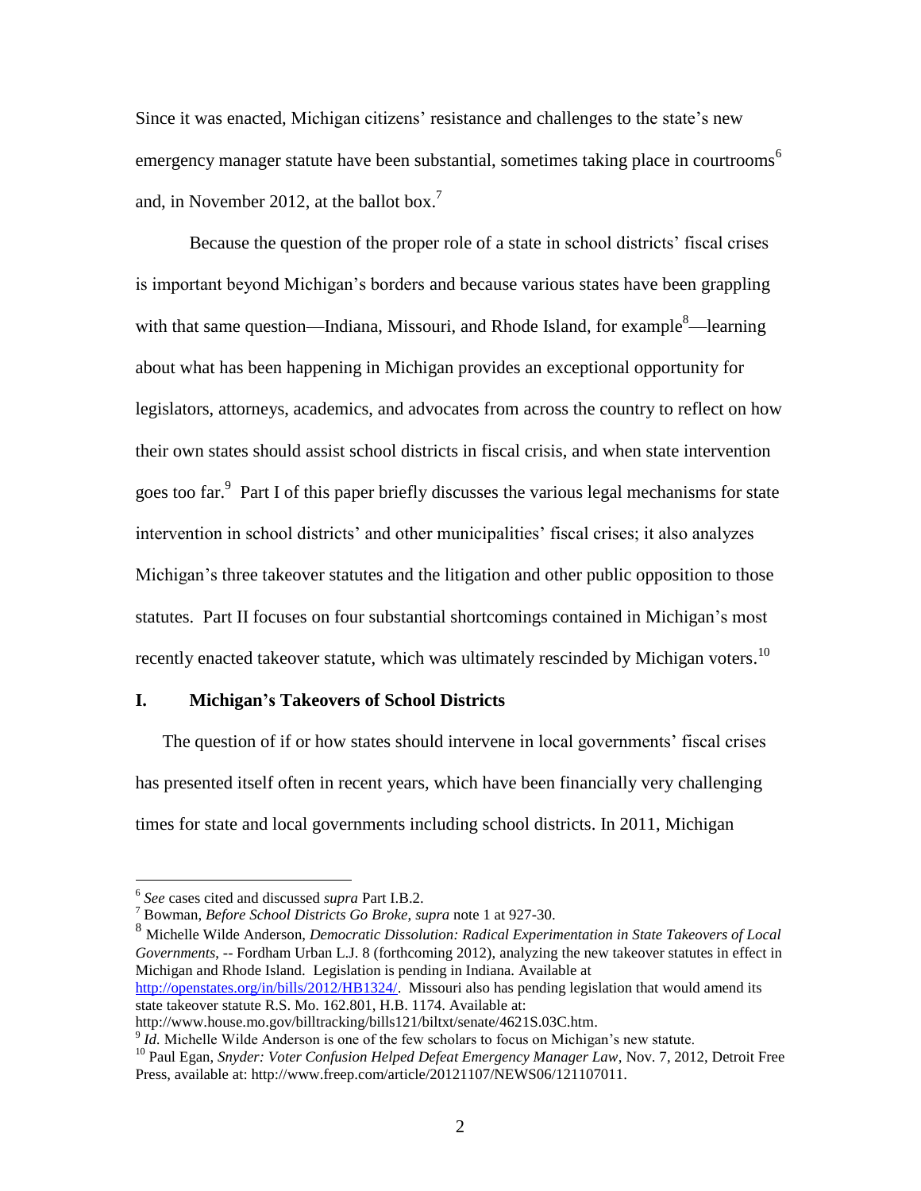Since it was enacted, Michigan citizens' resistance and challenges to the state's new emergency manager statute have been substantial, sometimes taking place in courtrooms[6] and, in November 2012, at the ballot box.[7]

Because the question of the proper role of a state in school districts' fiscal crises is important beyond Michigan's borders and because various states have been grappling with that same question—Indiana, Missouri, and Rhode Island, for example[8]—learning about what has been happening in Michigan provides an exceptional opportunity for legislators, attorneys, academics, and advocates from across the country to reflect on how their own states should assist school districts in fiscal crisis, and when state intervention goes too far.[9] Part I of this paper briefly discusses the various legal mechanisms for state intervention in school districts' and other municipalities' fiscal crises; it also analyzes Michigan's three takeover statutes and the litigation and other public opposition to those statutes. Part II focuses on four substantial shortcomings contained in Michigan's most recently enacted takeover statute, which was ultimately rescinded by Michigan voters.[10]

## I. Michigan's Takeovers of School Districts

The question of if or how states should intervene in local governments' fiscal crises has presented itself often in recent years, which have been financially very challenging times for state and local governments including school districts. In 2011, Michigan

---

[6] *See* cases cited and discussed *supra* Part I.B.2.

[7] Bowman, *Before School Districts Go Broke*, *supra* note 1 at 927-30.

[8] Michelle Wilde Anderson, *Democratic Dissolution: Radical Experimentation in State Takeovers of Local Governments*, -- Fordham Urban L.J. 8 (forthcoming 2012), analyzing the new takeover statutes in effect in Michigan and Rhode Island. Legislation is pending in Indiana. Available at http://openstates.org/in/bills/2012/HB1324/. Missouri also has pending legislation that would amend its state takeover statute R.S. Mo. 162.801, H.B. 1174. Available at: http://www.house.mo.gov/billtracking/bills121/biltxt/senate/4621S.03C.htm.

[9] *Id.* Michelle Wilde Anderson is one of the few scholars to focus on Michigan's new statute.

[10] Paul Egan, *Snyder: Voter Confusion Helped Defeat Emergency Manager Law*, Nov. 7, 2012, Detroit Free Press, available at: http://www.freep.com/article/20121107/NEWS06/121107011.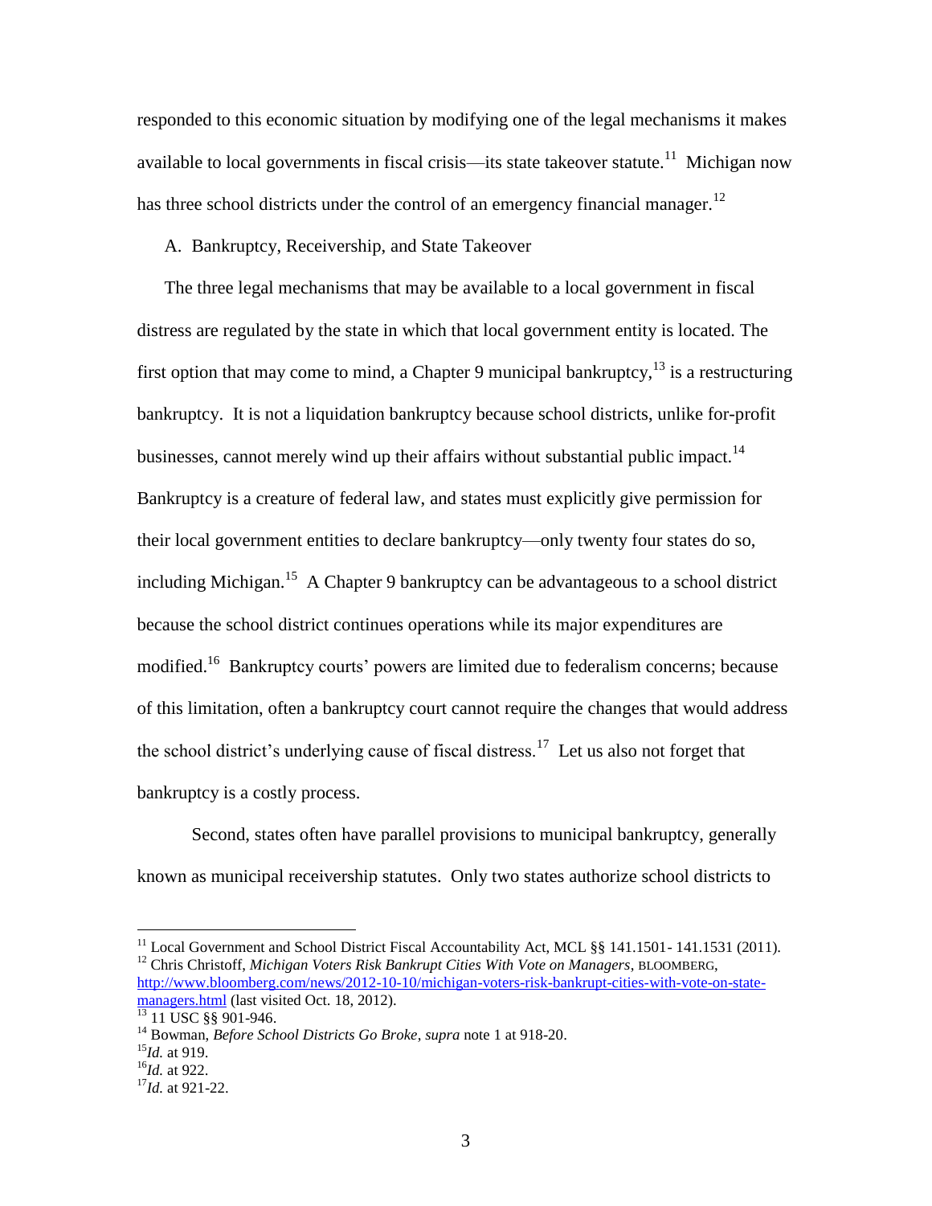responded to this economic situation by modifying one of the legal mechanisms it makes available to local governments in fiscal crisis—its state takeover statute.[11] Michigan now has three school districts under the control of an emergency financial manager.[12]

A. Bankruptcy, Receivership, and State Takeover

The three legal mechanisms that may be available to a local government in fiscal distress are regulated by the state in which that local government entity is located. The first option that may come to mind, a Chapter 9 municipal bankruptcy,[13] is a restructuring bankruptcy. It is not a liquidation bankruptcy because school districts, unlike for-profit businesses, cannot merely wind up their affairs without substantial public impact.[14] Bankruptcy is a creature of federal law, and states must explicitly give permission for their local government entities to declare bankruptcy—only twenty four states do so, including Michigan.[15] A Chapter 9 bankruptcy can be advantageous to a school district because the school district continues operations while its major expenditures are modified.[16] Bankruptcy courts' powers are limited due to federalism concerns; because of this limitation, often a bankruptcy court cannot require the changes that would address the school district's underlying cause of fiscal distress.[17] Let us also not forget that bankruptcy is a costly process.

Second, states often have parallel provisions to municipal bankruptcy, generally known as municipal receivership statutes. Only two states authorize school districts to

---

[11] Local Government and School District Fiscal Accountability Act, MCL §§ 141.1501- 141.1531 (2011).

[12] Chris Christoff, *Michigan Voters Risk Bankrupt Cities With Vote on Managers*, BLOOMBERG, http://www.bloomberg.com/news/2012-10-10/michigan-voters-risk-bankrupt-cities-with-vote-on-state-managers.html (last visited Oct. 18, 2012).

[13] 11 USC §§ 901-946.

[14] Bowman, *Before School Districts Go Broke*, *supra* note 1 at 918-20.

[15] *Id.* at 919.

[16] *Id.* at 922.

[17] *Id.* at 921-22.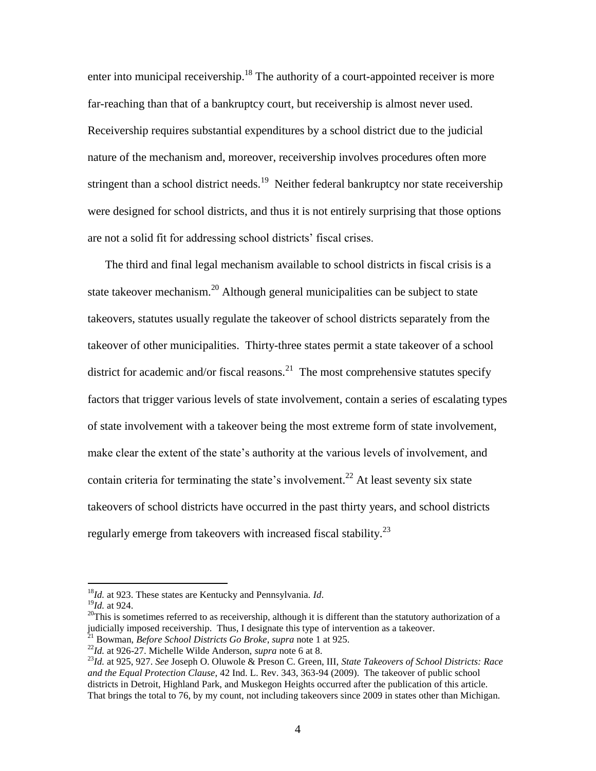enter into municipal receivership.[18] The authority of a court-appointed receiver is more far-reaching than that of a bankruptcy court, but receivership is almost never used. Receivership requires substantial expenditures by a school district due to the judicial nature of the mechanism and, moreover, receivership involves procedures often more stringent than a school district needs.[19] Neither federal bankruptcy nor state receivership were designed for school districts, and thus it is not entirely surprising that those options are not a solid fit for addressing school districts' fiscal crises.

The third and final legal mechanism available to school districts in fiscal crisis is a state takeover mechanism.[20] Although general municipalities can be subject to state takeovers, statutes usually regulate the takeover of school districts separately from the takeover of other municipalities. Thirty-three states permit a state takeover of a school district for academic and/or fiscal reasons.[21] The most comprehensive statutes specify factors that trigger various levels of state involvement, contain a series of escalating types of state involvement with a takeover being the most extreme form of state involvement, make clear the extent of the state's authority at the various levels of involvement, and contain criteria for terminating the state's involvement.[22] At least seventy six state takeovers of school districts have occurred in the past thirty years, and school districts regularly emerge from takeovers with increased fiscal stability.[23]

---

[18] *Id.* at 923. These states are Kentucky and Pennsylvania. *Id*.

[19] *Id.* at 924.

[20] This is sometimes referred to as receivership, although it is different than the statutory authorization of a judicially imposed receivership. Thus, I designate this type of intervention as a takeover.

[21] Bowman, *Before School Districts Go Broke*, *supra* note 1 at 925.

[22] *Id.* at 926-27. Michelle Wilde Anderson, *supra* note 6 at 8.

[23] *Id.* at 925, 927. *See* Joseph O. Oluwole & Preson C. Green, III, *State Takeovers of School Districts: Race and the Equal Protection Clause*, 42 Ind. L. Rev. 343, 363-94 (2009). The takeover of public school districts in Detroit, Highland Park, and Muskegon Heights occurred after the publication of this article. That brings the total to 76, by my count, not including takeovers since 2009 in states other than Michigan.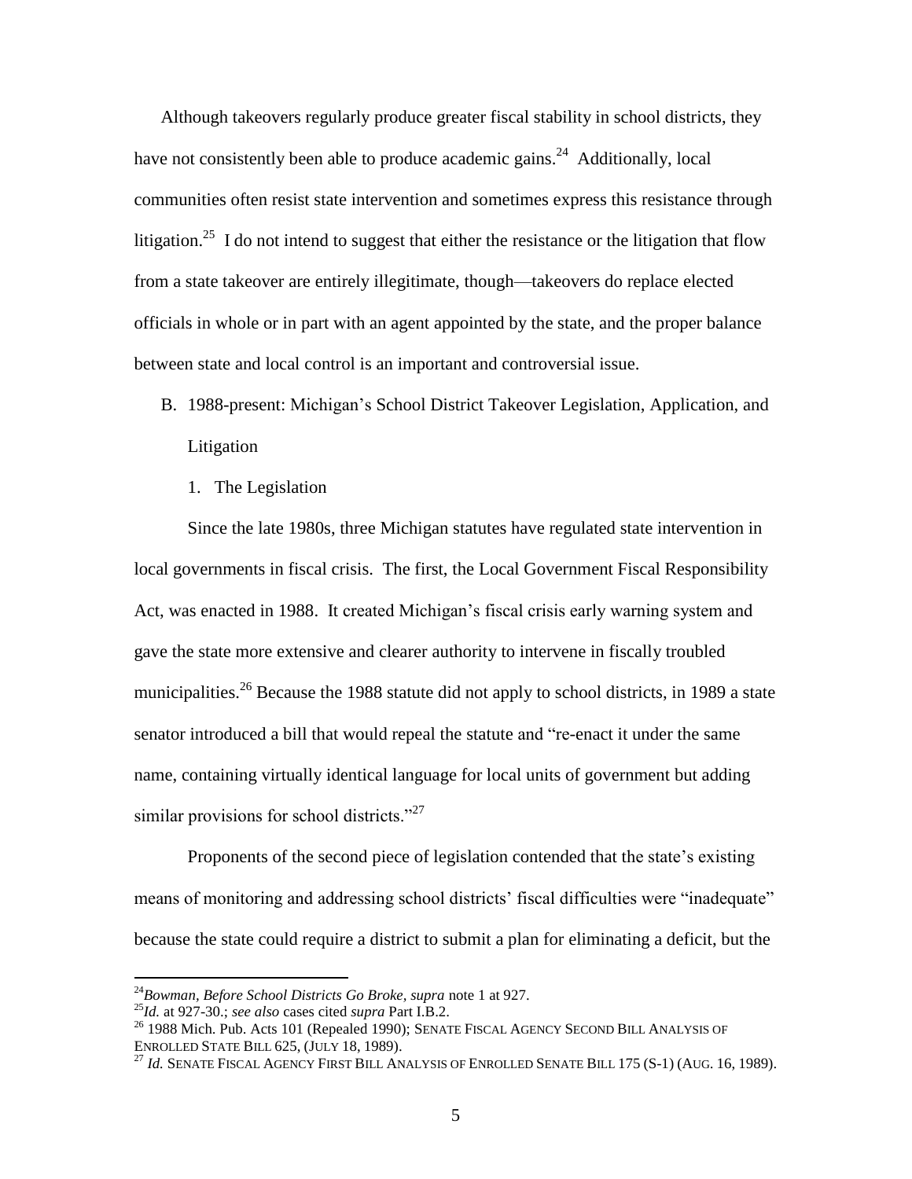Although takeovers regularly produce greater fiscal stability in school districts, they have not consistently been able to produce academic gains.[24] Additionally, local communities often resist state intervention and sometimes express this resistance through litigation.[25] I do not intend to suggest that either the resistance or the litigation that flow from a state takeover are entirely illegitimate, though—takeovers do replace elected officials in whole or in part with an agent appointed by the state, and the proper balance between state and local control is an important and controversial issue.

B. 1988-present: Michigan's School District Takeover Legislation, Application, and Litigation

1. The Legislation

Since the late 1980s, three Michigan statutes have regulated state intervention in local governments in fiscal crisis. The first, the Local Government Fiscal Responsibility Act, was enacted in 1988. It created Michigan's fiscal crisis early warning system and gave the state more extensive and clearer authority to intervene in fiscally troubled municipalities.[26] Because the 1988 statute did not apply to school districts, in 1989 a state senator introduced a bill that would repeal the statute and "re-enact it under the same name, containing virtually identical language for local units of government but adding similar provisions for school districts."[27]

Proponents of the second piece of legislation contended that the state's existing means of monitoring and addressing school districts' fiscal difficulties were "inadequate" because the state could require a district to submit a plan for eliminating a deficit, but the

---

[24] *Bowman, Before School Districts Go Broke, supra* note 1 at 927.

[25] *Id.* at 927-30.; *see also* cases cited *supra* Part I.B.2.

[26] 1988 Mich. Pub. Acts 101 (Repealed 1990); SENATE FISCAL AGENCY SECOND BILL ANALYSIS OF ENROLLED STATE BILL 625, (JULY 18, 1989).

[27] *Id.* SENATE FISCAL AGENCY FIRST BILL ANALYSIS OF ENROLLED SENATE BILL 175 (S-1) (AUG. 16, 1989).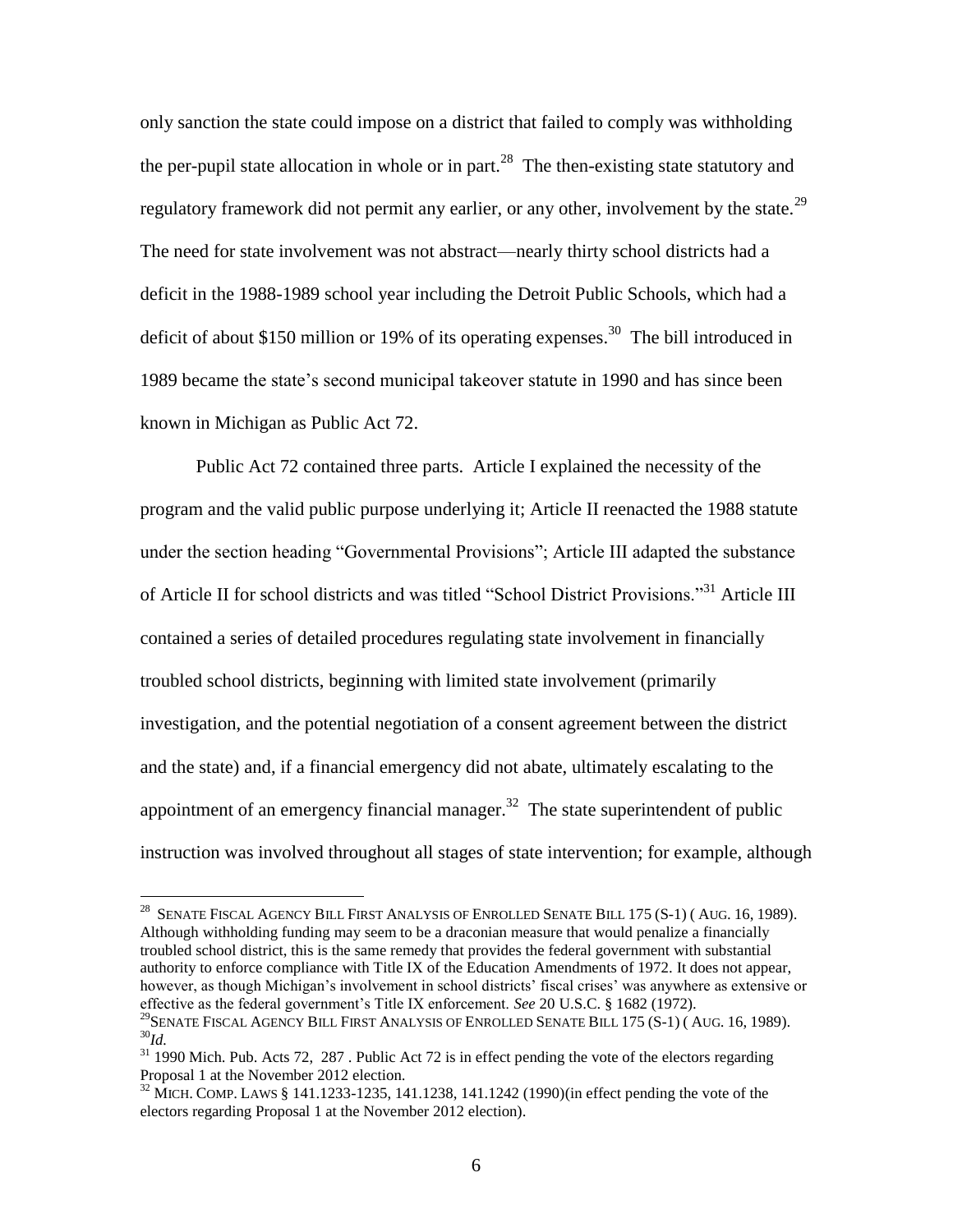only sanction the state could impose on a district that failed to comply was withholding the per-pupil state allocation in whole or in part.[28] The then-existing state statutory and regulatory framework did not permit any earlier, or any other, involvement by the state.[29] The need for state involvement was not abstract—nearly thirty school districts had a deficit in the 1988-1989 school year including the Detroit Public Schools, which had a deficit of about $150 million or 19% of its operating expenses.[30] The bill introduced in 1989 became the state's second municipal takeover statute in 1990 and has since been known in Michigan as Public Act 72.

Public Act 72 contained three parts. Article I explained the necessity of the program and the valid public purpose underlying it; Article II reenacted the 1988 statute under the section heading "Governmental Provisions"; Article III adapted the substance of Article II for school districts and was titled "School District Provisions."[31] Article III contained a series of detailed procedures regulating state involvement in financially troubled school districts, beginning with limited state involvement (primarily investigation, and the potential negotiation of a consent agreement between the district and the state) and, if a financial emergency did not abate, ultimately escalating to the appointment of an emergency financial manager.[32] The state superintendent of public instruction was involved throughout all stages of state intervention; for example, although

---

[28] SENATE FISCAL AGENCY BILL FIRST ANALYSIS OF ENROLLED SENATE BILL 175 (S-1) ( AUG. 16, 1989). Although withholding funding may seem to be a draconian measure that would penalize a financially troubled school district, this is the same remedy that provides the federal government with substantial authority to enforce compliance with Title IX of the Education Amendments of 1972. It does not appear, however, as though Michigan's involvement in school districts' fiscal crises' was anywhere as extensive or effective as the federal government's Title IX enforcement. *See* 20 U.S.C. § 1682 (1972).

[29] SENATE FISCAL AGENCY BILL FIRST ANALYSIS OF ENROLLED SENATE BILL 175 (S-1) ( AUG. 16, 1989).

[30] *Id.*

[31] 1990 Mich. Pub. Acts 72, 287 . Public Act 72 is in effect pending the vote of the electors regarding Proposal 1 at the November 2012 election.

[32] MICH. COMP. LAWS § 141.1233-1235, 141.1238, 141.1242 (1990)(in effect pending the vote of the electors regarding Proposal 1 at the November 2012 election).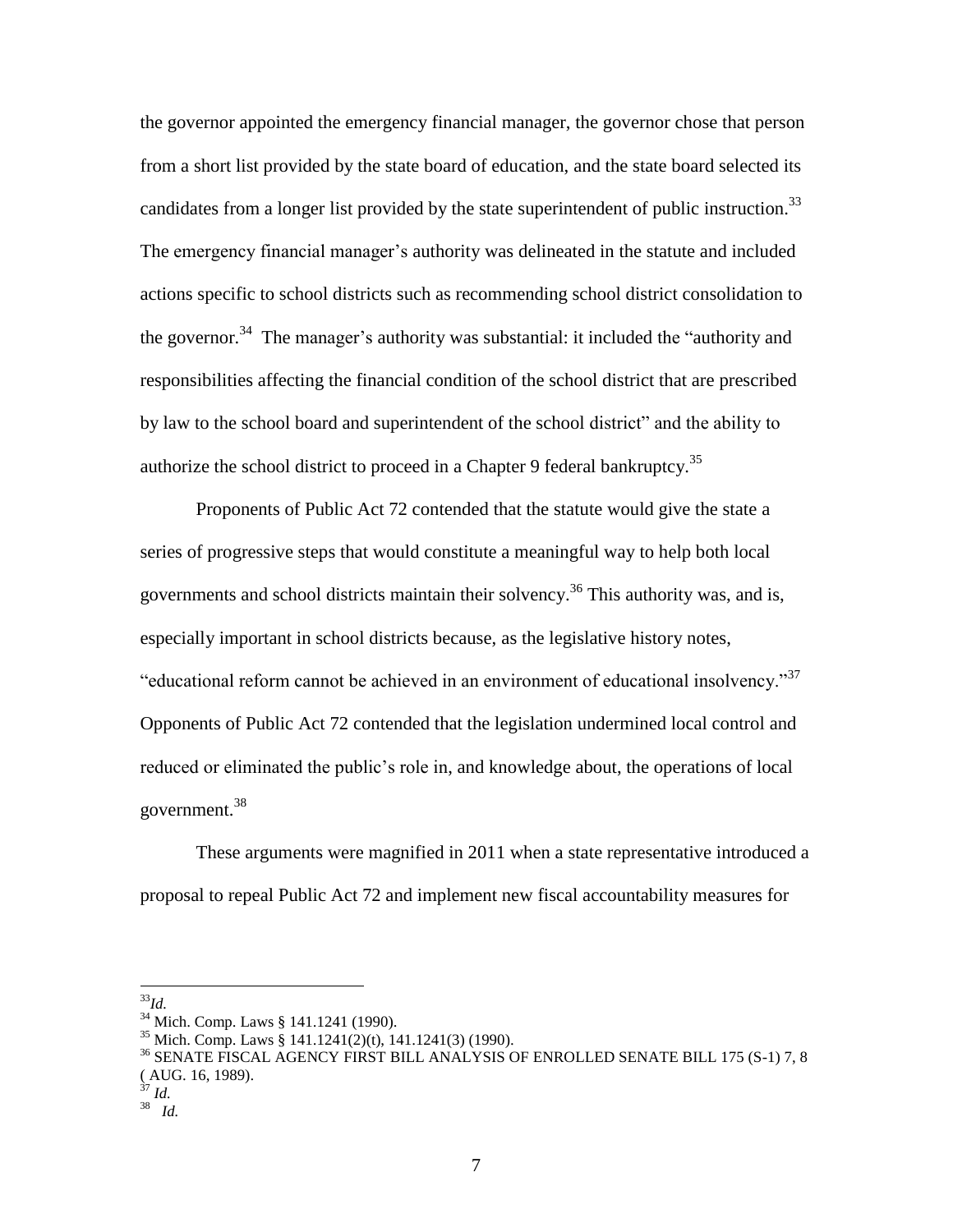the governor appointed the emergency financial manager, the governor chose that person from a short list provided by the state board of education, and the state board selected its candidates from a longer list provided by the state superintendent of public instruction.[33] The emergency financial manager's authority was delineated in the statute and included actions specific to school districts such as recommending school district consolidation to the governor.[34] The manager's authority was substantial: it included the "authority and responsibilities affecting the financial condition of the school district that are prescribed by law to the school board and superintendent of the school district" and the ability to authorize the school district to proceed in a Chapter 9 federal bankruptcy.[35]

Proponents of Public Act 72 contended that the statute would give the state a series of progressive steps that would constitute a meaningful way to help both local governments and school districts maintain their solvency.[36] This authority was, and is, especially important in school districts because, as the legislative history notes, "educational reform cannot be achieved in an environment of educational insolvency."[37] Opponents of Public Act 72 contended that the legislation undermined local control and reduced or eliminated the public's role in, and knowledge about, the operations of local government.[38]

These arguments were magnified in 2011 when a state representative introduced a proposal to repeal Public Act 72 and implement new fiscal accountability measures for

---

[33] *Id.*
[34] Mich. Comp. Laws § 141.1241 (1990).
[35] Mich. Comp. Laws § 141.1241(2)(t), 141.1241(3) (1990).
[36] SENATE FISCAL AGENCY FIRST BILL ANALYSIS OF ENROLLED SENATE BILL 175 (S-1) 7, 8 ( AUG. 16, 1989).
[37] *Id.*
[38] *Id.*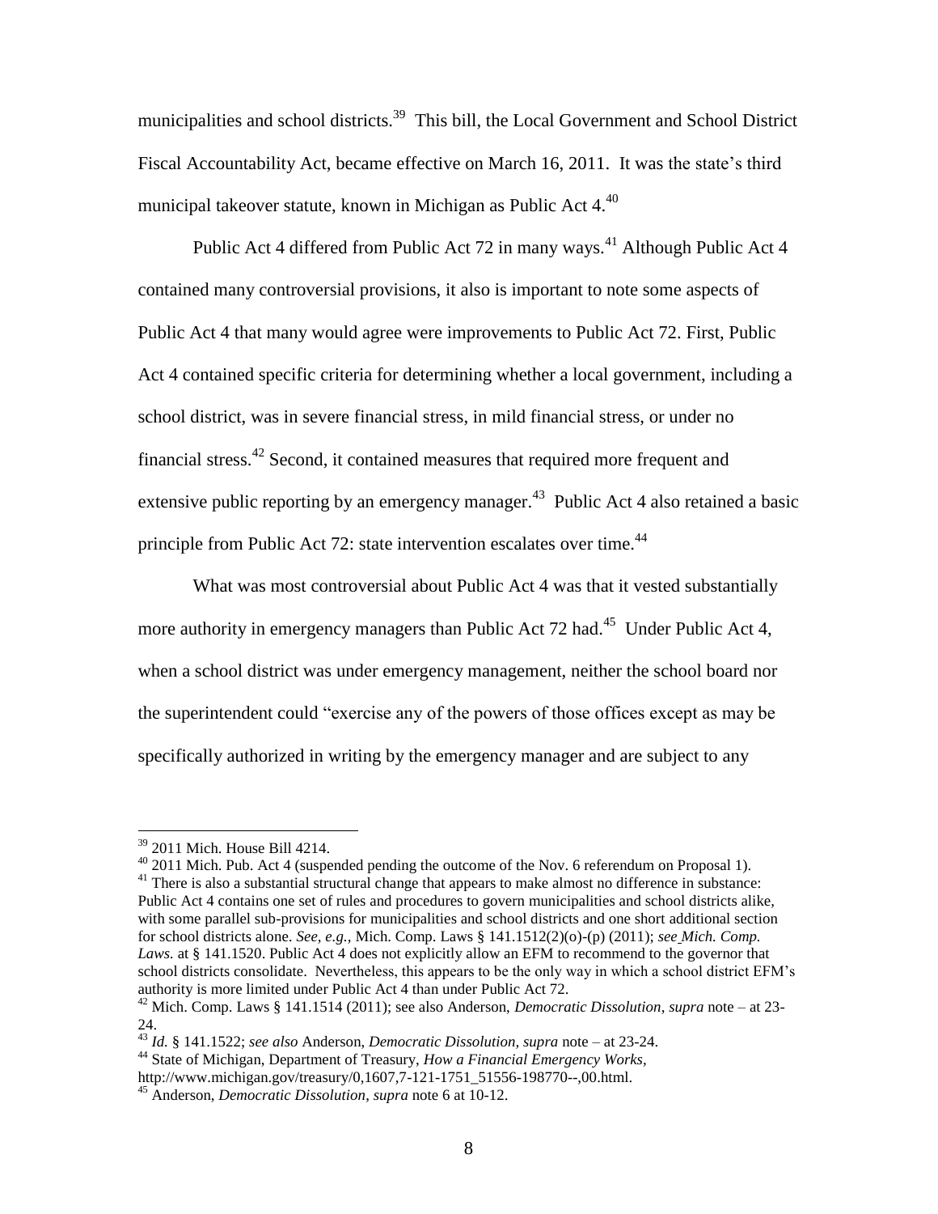municipalities and school districts.[39] This bill, the Local Government and School District Fiscal Accountability Act, became effective on March 16, 2011. It was the state's third municipal takeover statute, known in Michigan as Public Act 4.[40]

Public Act 4 differed from Public Act 72 in many ways.[41] Although Public Act 4 contained many controversial provisions, it also is important to note some aspects of Public Act 4 that many would agree were improvements to Public Act 72. First, Public Act 4 contained specific criteria for determining whether a local government, including a school district, was in severe financial stress, in mild financial stress, or under no financial stress.[42] Second, it contained measures that required more frequent and extensive public reporting by an emergency manager.[43] Public Act 4 also retained a basic principle from Public Act 72: state intervention escalates over time.[44]

What was most controversial about Public Act 4 was that it vested substantially more authority in emergency managers than Public Act 72 had.[45] Under Public Act 4, when a school district was under emergency management, neither the school board nor the superintendent could "exercise any of the powers of those offices except as may be specifically authorized in writing by the emergency manager and are subject to any

---

[39] 2011 Mich. House Bill 4214.

[40] 2011 Mich. Pub. Act 4 (suspended pending the outcome of the Nov. 6 referendum on Proposal 1).

[41] There is also a substantial structural change that appears to make almost no difference in substance: Public Act 4 contains one set of rules and procedures to govern municipalities and school districts alike, with some parallel sub-provisions for municipalities and school districts and one short additional section for school districts alone. *See, e.g.,* Mich. Comp. Laws § 141.1512(2)(o)-(p) (2011); *see Mich. Comp. Laws.* at § 141.1520. Public Act 4 does not explicitly allow an EFM to recommend to the governor that school districts consolidate. Nevertheless, this appears to be the only way in which a school district EFM's authority is more limited under Public Act 4 than under Public Act 72.

[42] Mich. Comp. Laws § 141.1514 (2011); see also Anderson, *Democratic Dissolution, supra* note – at 23-24.

[43] *Id.* § 141.1522; *see also* Anderson, *Democratic Dissolution, supra* note – at 23-24.

[44] State of Michigan, Department of Treasury, *How a Financial Emergency Works*, http://www.michigan.gov/treasury/0,1607,7-121-1751_51556-198770--,00.html.

[45] Anderson, *Democratic Dissolution*, *supra* note 6 at 10-12.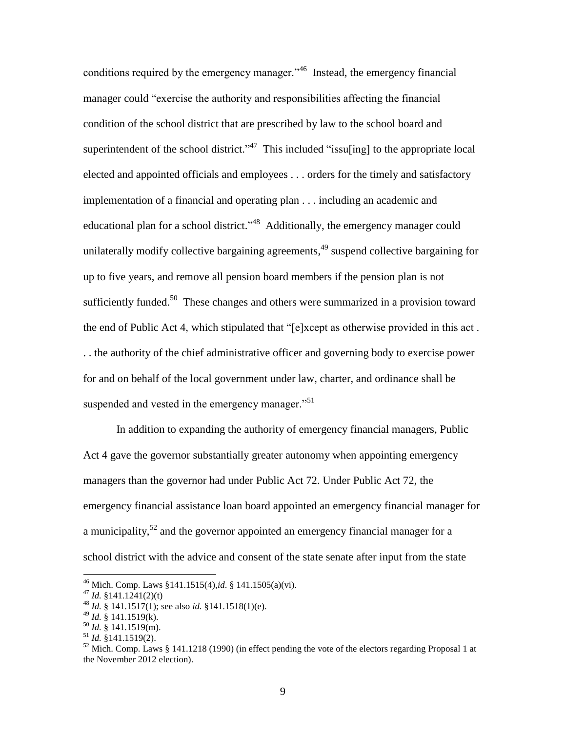conditions required by the emergency manager."[46] Instead, the emergency financial manager could "exercise the authority and responsibilities affecting the financial condition of the school district that are prescribed by law to the school board and superintendent of the school district."[47] This included "issu[ing] to the appropriate local elected and appointed officials and employees . . . orders for the timely and satisfactory implementation of a financial and operating plan . . . including an academic and educational plan for a school district."[48] Additionally, the emergency manager could unilaterally modify collective bargaining agreements,[49] suspend collective bargaining for up to five years, and remove all pension board members if the pension plan is not sufficiently funded.[50] These changes and others were summarized in a provision toward the end of Public Act 4, which stipulated that "[e]xcept as otherwise provided in this act . . . the authority of the chief administrative officer and governing body to exercise power for and on behalf of the local government under law, charter, and ordinance shall be suspended and vested in the emergency manager."[51]

In addition to expanding the authority of emergency financial managers, Public Act 4 gave the governor substantially greater autonomy when appointing emergency managers than the governor had under Public Act 72. Under Public Act 72, the emergency financial assistance loan board appointed an emergency financial manager for a municipality,[52] and the governor appointed an emergency financial manager for a school district with the advice and consent of the state senate after input from the state

---

[46] Mich. Comp. Laws §141.1515(4),*id*. § 141.1505(a)(vi).

[47] *Id.* §141.1241(2)(t)

[48] *Id.* § 141.1517(1); see also *id.* §141.1518(1)(e).

[49] *Id.* § 141.1519(k).

[50] *Id.* § 141.1519(m).

[51] *Id.* §141.1519(2).

[52] Mich. Comp. Laws § 141.1218 (1990) (in effect pending the vote of the electors regarding Proposal 1 at the November 2012 election).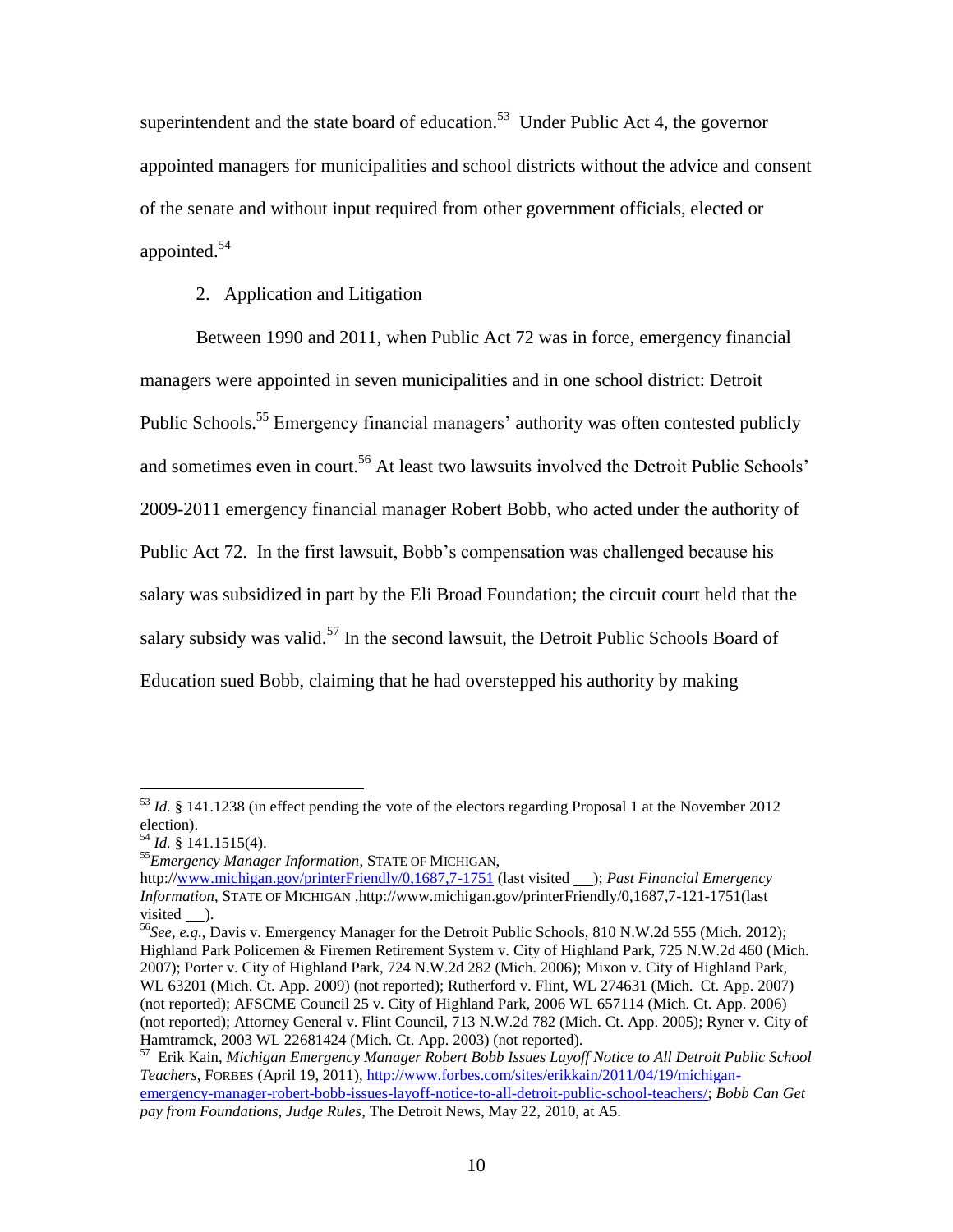superintendent and the state board of education.[53] Under Public Act 4, the governor appointed managers for municipalities and school districts without the advice and consent of the senate and without input required from other government officials, elected or appointed.[54]

2. Application and Litigation

Between 1990 and 2011, when Public Act 72 was in force, emergency financial managers were appointed in seven municipalities and in one school district: Detroit Public Schools.[55] Emergency financial managers' authority was often contested publicly and sometimes even in court.[56] At least two lawsuits involved the Detroit Public Schools' 2009-2011 emergency financial manager Robert Bobb, who acted under the authority of Public Act 72. In the first lawsuit, Bobb's compensation was challenged because his salary was subsidized in part by the Eli Broad Foundation; the circuit court held that the salary subsidy was valid.[57] In the second lawsuit, the Detroit Public Schools Board of Education sued Bobb, claiming that he had overstepped his authority by making

---

[53] *Id.* § 141.1238 (in effect pending the vote of the electors regarding Proposal 1 at the November 2012 election).

[54] *Id.* § 141.1515(4).

[55] *Emergency Manager Information*, STATE OF MICHIGAN, http://www.michigan.gov/printerFriendly/0,1687,7-1751 (last visited ___); *Past Financial Emergency Information*, STATE OF MICHIGAN ,http://www.michigan.gov/printerFriendly/0,1687,7-121-1751(last visited ___).

[56] *See, e.g.*, Davis v. Emergency Manager for the Detroit Public Schools, 810 N.W.2d 555 (Mich. 2012); Highland Park Policemen & Firemen Retirement System v. City of Highland Park, 725 N.W.2d 460 (Mich. 2007); Porter v. City of Highland Park, 724 N.W.2d 282 (Mich. 2006); Mixon v. City of Highland Park, WL 63201 (Mich. Ct. App. 2009) (not reported); Rutherford v. Flint, WL 274631 (Mich. Ct. App. 2007) (not reported); AFSCME Council 25 v. City of Highland Park, 2006 WL 657114 (Mich. Ct. App. 2006) (not reported); Attorney General v. Flint Council, 713 N.W.2d 782 (Mich. Ct. App. 2005); Ryner v. City of Hamtramck, 2003 WL 22681424 (Mich. Ct. App. 2003) (not reported).

[57] Erik Kain, *Michigan Emergency Manager Robert Bobb Issues Layoff Notice to All Detroit Public School Teachers*, FORBES (April 19, 2011), http://www.forbes.com/sites/erikkain/2011/04/19/michigan-emergency-manager-robert-bobb-issues-layoff-notice-to-all-detroit-public-school-teachers/; *Bobb Can Get pay from Foundations, Judge Rules*, The Detroit News, May 22, 2010, at A5.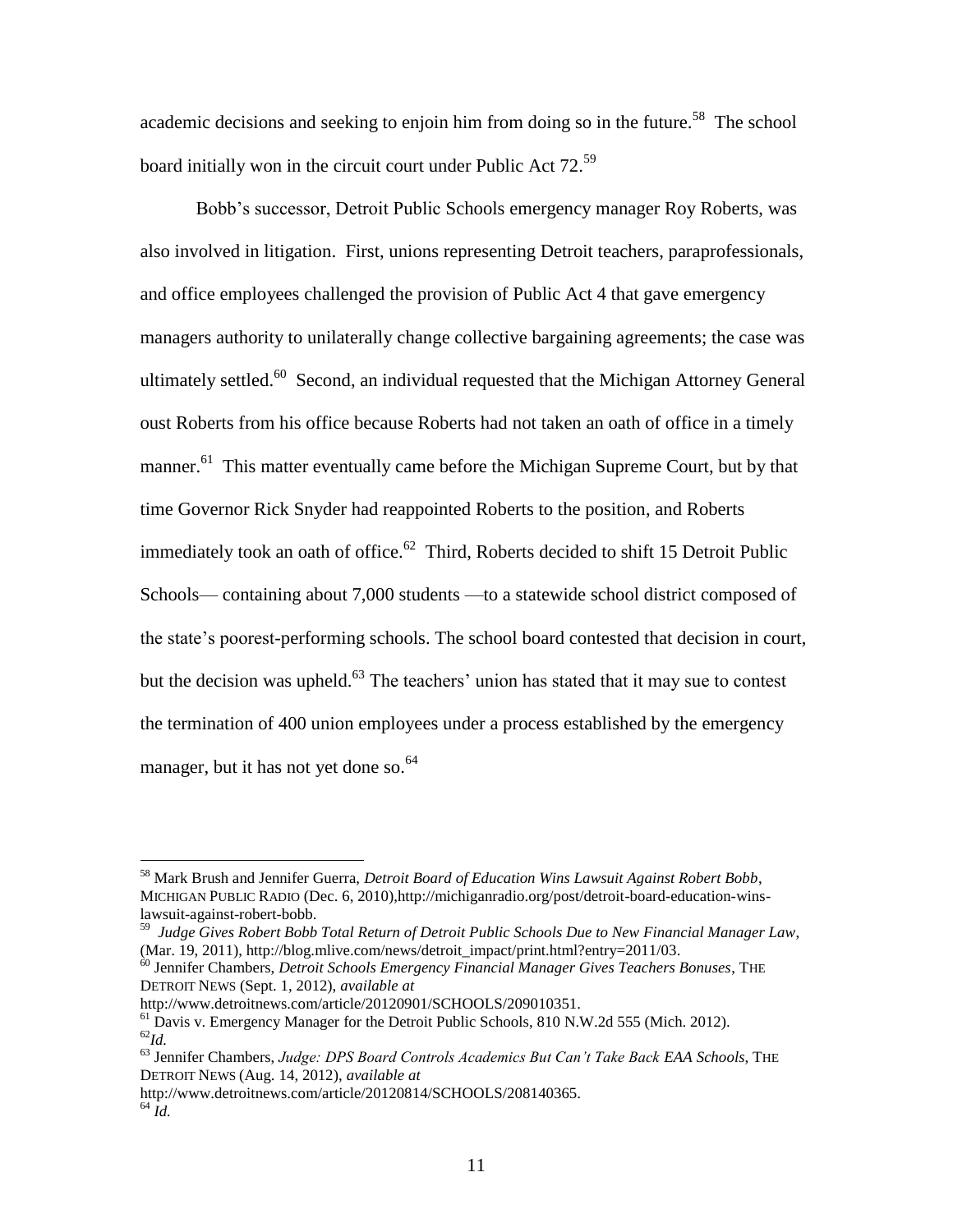academic decisions and seeking to enjoin him from doing so in the future.[58] The school board initially won in the circuit court under Public Act 72.[59]

Bobb's successor, Detroit Public Schools emergency manager Roy Roberts, was also involved in litigation. First, unions representing Detroit teachers, paraprofessionals, and office employees challenged the provision of Public Act 4 that gave emergency managers authority to unilaterally change collective bargaining agreements; the case was ultimately settled.[60] Second, an individual requested that the Michigan Attorney General oust Roberts from his office because Roberts had not taken an oath of office in a timely manner.[61] This matter eventually came before the Michigan Supreme Court, but by that time Governor Rick Snyder had reappointed Roberts to the position, and Roberts immediately took an oath of office.[62] Third, Roberts decided to shift 15 Detroit Public Schools— containing about 7,000 students —to a statewide school district composed of the state's poorest-performing schools. The school board contested that decision in court, but the decision was upheld.[63] The teachers' union has stated that it may sue to contest the termination of 400 union employees under a process established by the emergency manager, but it has not yet done so.[64]

---

[58] Mark Brush and Jennifer Guerra, *Detroit Board of Education Wins Lawsuit Against Robert Bobb*, MICHIGAN PUBLIC RADIO (Dec. 6, 2010),http://michiganradio.org/post/detroit-board-education-wins-lawsuit-against-robert-bobb.

[59] *Judge Gives Robert Bobb Total Return of Detroit Public Schools Due to New Financial Manager Law*, (Mar. 19, 2011), http://blog.mlive.com/news/detroit_impact/print.html?entry=2011/03.

[60] Jennifer Chambers, *Detroit Schools Emergency Financial Manager Gives Teachers Bonuses*, THE DETROIT NEWS (Sept. 1, 2012), *available at* http://www.detroitnews.com/article/20120901/SCHOOLS/209010351.

[61] Davis v. Emergency Manager for the Detroit Public Schools, 810 N.W.2d 555 (Mich. 2012).

[62] *Id.*

[63] Jennifer Chambers, *Judge: DPS Board Controls Academics But Can't Take Back EAA Schools*, THE DETROIT NEWS (Aug. 14, 2012), *available at* http://www.detroitnews.com/article/20120814/SCHOOLS/208140365.

[64] *Id.*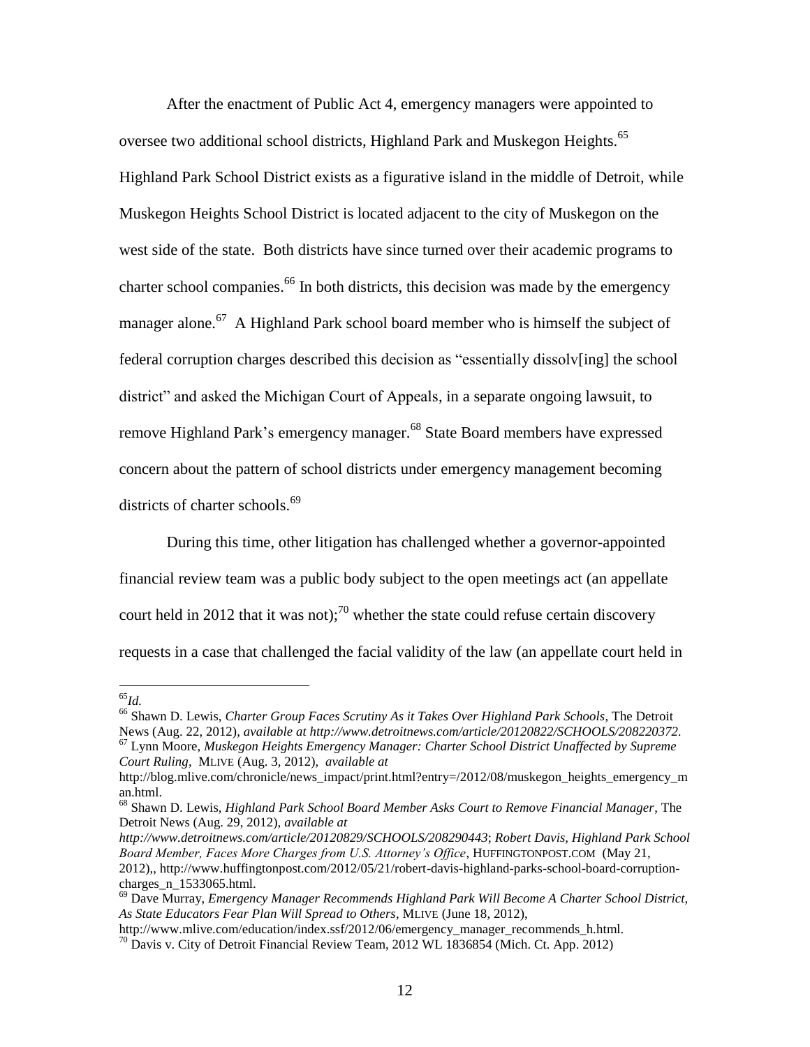After the enactment of Public Act 4, emergency managers were appointed to oversee two additional school districts, Highland Park and Muskegon Heights.[65] Highland Park School District exists as a figurative island in the middle of Detroit, while Muskegon Heights School District is located adjacent to the city of Muskegon on the west side of the state. Both districts have since turned over their academic programs to charter school companies.[66] In both districts, this decision was made by the emergency manager alone.[67] A Highland Park school board member who is himself the subject of federal corruption charges described this decision as "essentially dissolv[ing] the school district" and asked the Michigan Court of Appeals, in a separate ongoing lawsuit, to remove Highland Park's emergency manager.[68] State Board members have expressed concern about the pattern of school districts under emergency management becoming districts of charter schools.[69]

During this time, other litigation has challenged whether a governor-appointed financial review team was a public body subject to the open meetings act (an appellate court held in 2012 that it was not);[70] whether the state could refuse certain discovery requests in a case that challenged the facial validity of the law (an appellate court held in

---

[65] *Id.*

[66] Shawn D. Lewis, *Charter Group Faces Scrutiny As it Takes Over Highland Park Schools*, The Detroit News (Aug. 22, 2012), *available at http://www.detroitnews.com/article/20120822/SCHOOLS/208220372*.

[67] Lynn Moore, *Muskegon Heights Emergency Manager: Charter School District Unaffected by Supreme Court Ruling*, MLIVE (Aug. 3, 2012), *available at* http://blog.mlive.com/chronicle/news_impact/print.html?entry=/2012/08/muskegon_heights_emergency_man.html.

[68] Shawn D. Lewis, *Highland Park School Board Member Asks Court to Remove Financial Manager*, The Detroit News (Aug. 29, 2012), *available at http://www.detroitnews.com/article/20120829/SCHOOLS/208290443*; *Robert Davis, Highland Park School Board Member, Faces More Charges from U.S. Attorney's Office*, HUFFINGTONPOST.COM (May 21, 2012),, http://www.huffingtonpost.com/2012/05/21/robert-davis-highland-parks-school-board-corruption-charges_n_1533065.html.

[69] Dave Murray, *Emergency Manager Recommends Highland Park Will Become A Charter School District, As State Educators Fear Plan Will Spread to Others*, MLIVE (June 18, 2012), http://www.mlive.com/education/index.ssf/2012/06/emergency_manager_recommends_h.html.

[70] Davis v. City of Detroit Financial Review Team, 2012 WL 1836854 (Mich. Ct. App. 2012)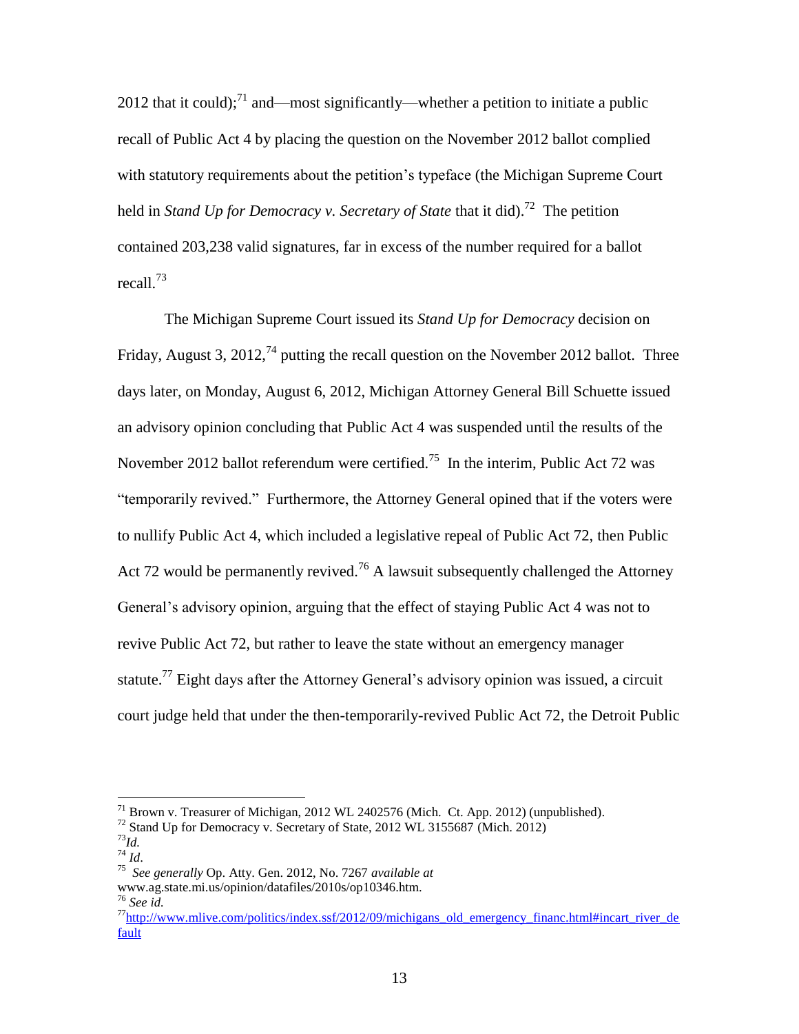2012 that it could);[71] and—most significantly—whether a petition to initiate a public recall of Public Act 4 by placing the question on the November 2012 ballot complied with statutory requirements about the petition's typeface (the Michigan Supreme Court held in *Stand Up for Democracy v. Secretary of State* that it did).[72] The petition contained 203,238 valid signatures, far in excess of the number required for a ballot recall.[73]

The Michigan Supreme Court issued its *Stand Up for Democracy* decision on Friday, August 3, 2012,[74] putting the recall question on the November 2012 ballot. Three days later, on Monday, August 6, 2012, Michigan Attorney General Bill Schuette issued an advisory opinion concluding that Public Act 4 was suspended until the results of the November 2012 ballot referendum were certified.[75] In the interim, Public Act 72 was "temporarily revived." Furthermore, the Attorney General opined that if the voters were to nullify Public Act 4, which included a legislative repeal of Public Act 72, then Public Act 72 would be permanently revived.[76] A lawsuit subsequently challenged the Attorney General's advisory opinion, arguing that the effect of staying Public Act 4 was not to revive Public Act 72, but rather to leave the state without an emergency manager statute.[77] Eight days after the Attorney General's advisory opinion was issued, a circuit court judge held that under the then-temporarily-revived Public Act 72, the Detroit Public

---

[71] Brown v. Treasurer of Michigan, 2012 WL 2402576 (Mich. Ct. App. 2012) (unpublished).

[72] Stand Up for Democracy v. Secretary of State, 2012 WL 3155687 (Mich. 2012)

[73] *Id.*

[74] *Id*.

[75] *See generally* Op. Atty. Gen. 2012, No. 7267 *available at* www.ag.state.mi.us/opinion/datafiles/2010s/op10346.htm.

[76] *See id.*

[77] http://www.mlive.com/politics/index.ssf/2012/09/michigans_old_emergency_financ.html#incart_river_default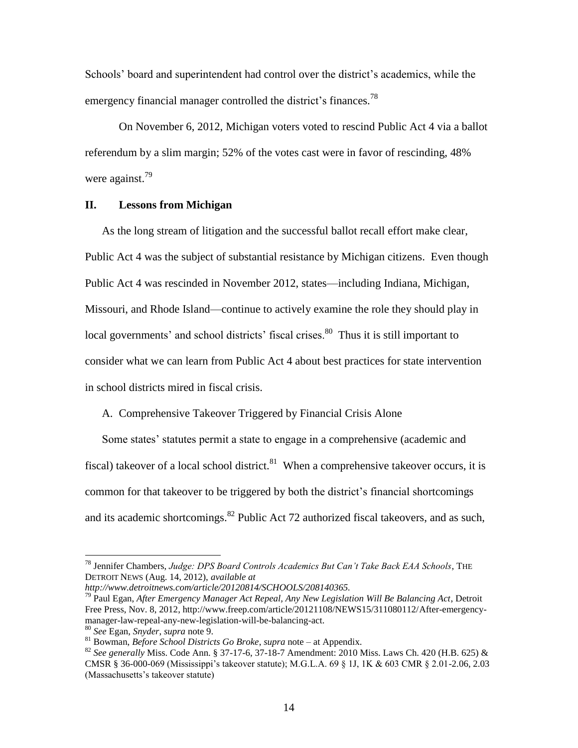Schools' board and superintendent had control over the district's academics, while the emergency financial manager controlled the district's finances.[78]

On November 6, 2012, Michigan voters voted to rescind Public Act 4 via a ballot referendum by a slim margin; 52% of the votes cast were in favor of rescinding, 48% were against.[79]

## II. Lessons from Michigan

As the long stream of litigation and the successful ballot recall effort make clear, Public Act 4 was the subject of substantial resistance by Michigan citizens. Even though Public Act 4 was rescinded in November 2012, states—including Indiana, Michigan, Missouri, and Rhode Island—continue to actively examine the role they should play in local governments' and school districts' fiscal crises.[80] Thus it is still important to consider what we can learn from Public Act 4 about best practices for state intervention in school districts mired in fiscal crisis.

### A. Comprehensive Takeover Triggered by Financial Crisis Alone

Some states' statutes permit a state to engage in a comprehensive (academic and fiscal) takeover of a local school district.[81] When a comprehensive takeover occurs, it is common for that takeover to be triggered by both the district's financial shortcomings and its academic shortcomings.[82] Public Act 72 authorized fiscal takeovers, and as such,

---

[78] Jennifer Chambers, *Judge: DPS Board Controls Academics But Can't Take Back EAA Schools*, THE DETROIT NEWS (Aug. 14, 2012), *available at http://www.detroitnews.com/article/20120814/SCHOOLS/208140365.*

[79] Paul Egan, *After Emergency Manager Act Repeal, Any New Legislation Will Be Balancing Act*, Detroit Free Press, Nov. 8, 2012, http://www.freep.com/article/20121108/NEWS15/311080112/After-emergency-manager-law-repeal-any-new-legislation-will-be-balancing-act.

[80] *See* Egan, *Snyder*, *supra* note 9.

[81] Bowman, *Before School Districts Go Broke*, *supra* note – at Appendix.

[82] *See generally* Miss. Code Ann. § 37-17-6, 37-18-7 Amendment: 2010 Miss. Laws Ch. 420 (H.B. 625) & CMSR § 36-000-069 (Mississippi's takeover statute); M.G.L.A. 69 § 1J, 1K & 603 CMR § 2.01-2.06, 2.03 (Massachusetts's takeover statute)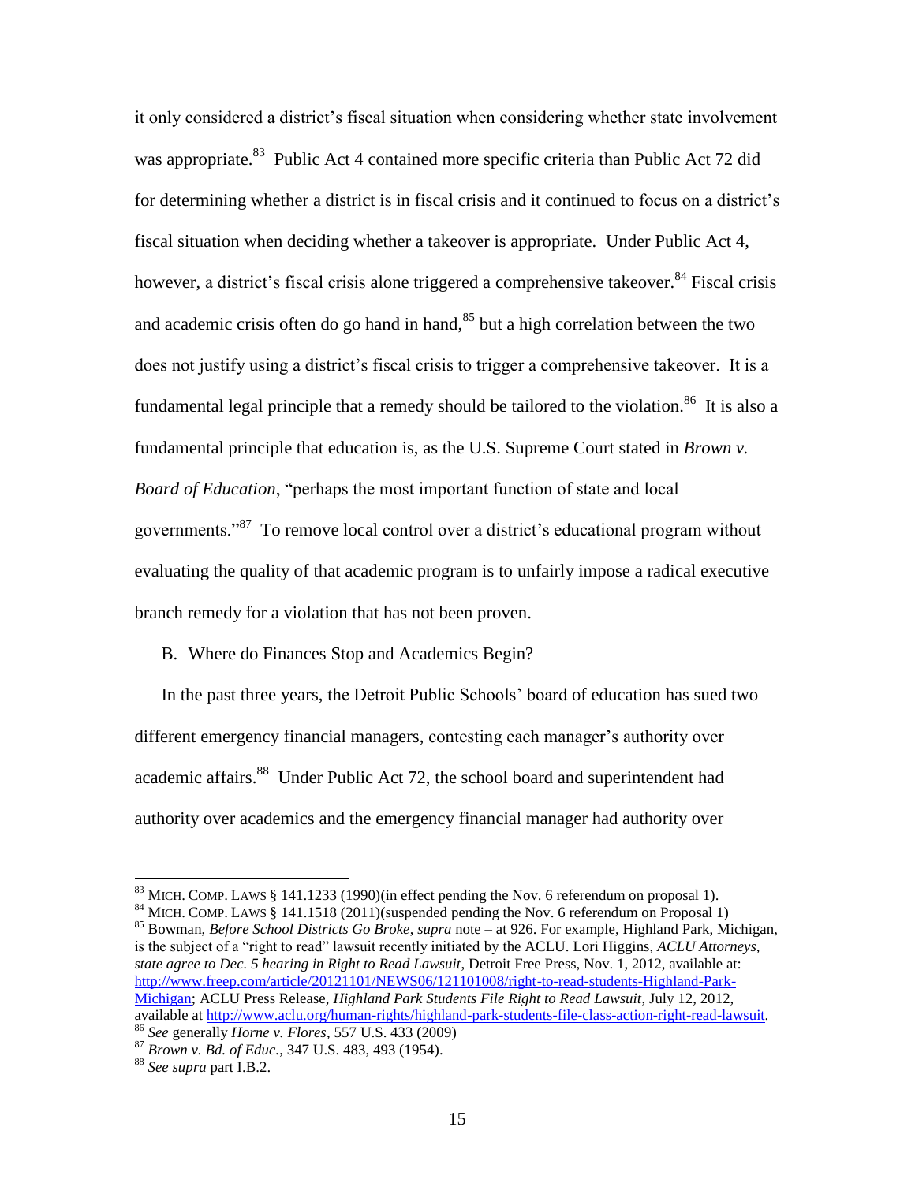it only considered a district's fiscal situation when considering whether state involvement was appropriate.[83] Public Act 4 contained more specific criteria than Public Act 72 did for determining whether a district is in fiscal crisis and it continued to focus on a district's fiscal situation when deciding whether a takeover is appropriate. Under Public Act 4, however, a district's fiscal crisis alone triggered a comprehensive takeover.[84] Fiscal crisis and academic crisis often do go hand in hand,[85] but a high correlation between the two does not justify using a district's fiscal crisis to trigger a comprehensive takeover. It is a fundamental legal principle that a remedy should be tailored to the violation.[86] It is also a fundamental principle that education is, as the U.S. Supreme Court stated in *Brown v. Board of Education*, "perhaps the most important function of state and local governments."[87] To remove local control over a district's educational program without evaluating the quality of that academic program is to unfairly impose a radical executive branch remedy for a violation that has not been proven.

B. Where do Finances Stop and Academics Begin?

In the past three years, the Detroit Public Schools' board of education has sued two different emergency financial managers, contesting each manager's authority over academic affairs.[88] Under Public Act 72, the school board and superintendent had authority over academics and the emergency financial manager had authority over

---

[83] MICH. COMP. LAWS § 141.1233 (1990)(in effect pending the Nov. 6 referendum on proposal 1).

[84] MICH. COMP. LAWS § 141.1518 (2011)(suspended pending the Nov. 6 referendum on Proposal 1)

[85] Bowman, *Before School Districts Go Broke*, *supra* note – at 926. For example, Highland Park, Michigan, is the subject of a "right to read" lawsuit recently initiated by the ACLU. Lori Higgins, *ACLU Attorneys, state agree to Dec. 5 hearing in Right to Read Lawsuit*, Detroit Free Press, Nov. 1, 2012, available at: http://www.freep.com/article/20121101/NEWS06/121101008/right-to-read-students-Highland-Park-Michigan; ACLU Press Release, *Highland Park Students File Right to Read Lawsuit*, July 12, 2012, available at http://www.aclu.org/human-rights/highland-park-students-file-class-action-right-read-lawsuit.

[86] *See* generally *Horne v. Flores*, 557 U.S. 433 (2009)

[87] *Brown v. Bd. of Educ.*, 347 U.S. 483, 493 (1954).

[88] *See supra* part I.B.2.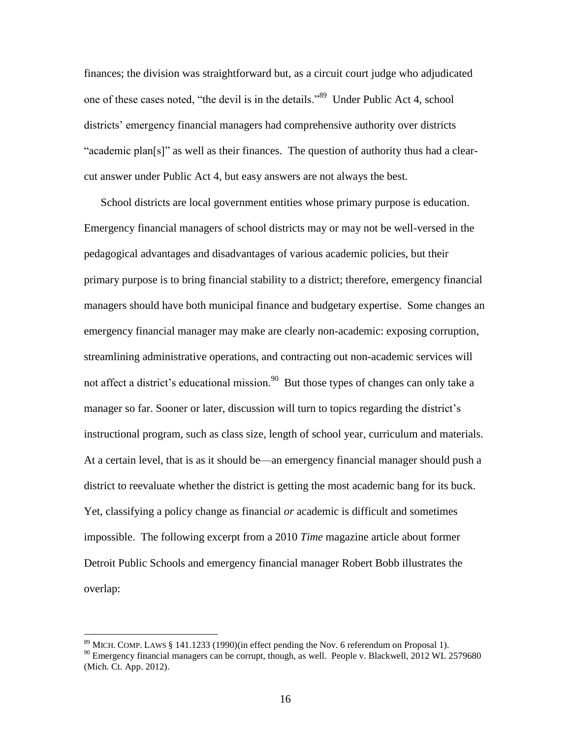finances; the division was straightforward but, as a circuit court judge who adjudicated one of these cases noted, "the devil is in the details."[89] Under Public Act 4, school districts' emergency financial managers had comprehensive authority over districts "academic plan[s]" as well as their finances. The question of authority thus had a clear-cut answer under Public Act 4, but easy answers are not always the best.

School districts are local government entities whose primary purpose is education. Emergency financial managers of school districts may or may not be well-versed in the pedagogical advantages and disadvantages of various academic policies, but their primary purpose is to bring financial stability to a district; therefore, emergency financial managers should have both municipal finance and budgetary expertise. Some changes an emergency financial manager may make are clearly non-academic: exposing corruption, streamlining administrative operations, and contracting out non-academic services will not affect a district's educational mission.[90] But those types of changes can only take a manager so far. Sooner or later, discussion will turn to topics regarding the district's instructional program, such as class size, length of school year, curriculum and materials. At a certain level, that is as it should be—an emergency financial manager should push a district to reevaluate whether the district is getting the most academic bang for its buck. Yet, classifying a policy change as financial *or* academic is difficult and sometimes impossible. The following excerpt from a 2010 *Time* magazine article about former Detroit Public Schools and emergency financial manager Robert Bobb illustrates the overlap:

---

[89] MICH. COMP. LAWS § 141.1233 (1990)(in effect pending the Nov. 6 referendum on Proposal 1).

[90] Emergency financial managers can be corrupt, though, as well. People v. Blackwell, 2012 WL 2579680 (Mich. Ct. App. 2012).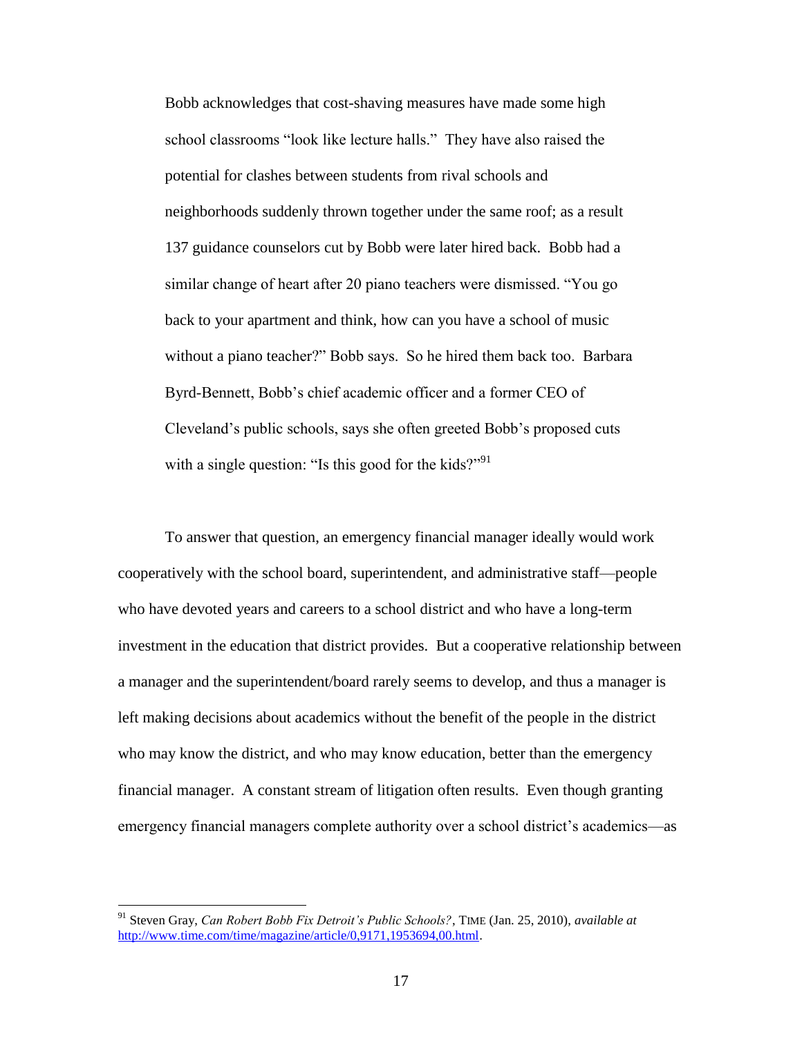> Bobb acknowledges that cost-shaving measures have made some high school classrooms "look like lecture halls." They have also raised the potential for clashes between students from rival schools and neighborhoods suddenly thrown together under the same roof; as a result 137 guidance counselors cut by Bobb were later hired back. Bobb had a similar change of heart after 20 piano teachers were dismissed. "You go back to your apartment and think, how can you have a school of music without a piano teacher?" Bobb says. So he hired them back too. Barbara Byrd-Bennett, Bobb's chief academic officer and a former CEO of Cleveland's public schools, says she often greeted Bobb's proposed cuts with a single question: "Is this good for the kids?"[91]

To answer that question, an emergency financial manager ideally would work cooperatively with the school board, superintendent, and administrative staff—people who have devoted years and careers to a school district and who have a long-term investment in the education that district provides. But a cooperative relationship between a manager and the superintendent/board rarely seems to develop, and thus a manager is left making decisions about academics without the benefit of the people in the district who may know the district, and who may know education, better than the emergency financial manager. A constant stream of litigation often results. Even though granting emergency financial managers complete authority over a school district's academics—as

---

[91] Steven Gray, *Can Robert Bobb Fix Detroit's Public Schools?*, TIME (Jan. 25, 2010), *available at* http://www.time.com/time/magazine/article/0,9171,1953694,00.html.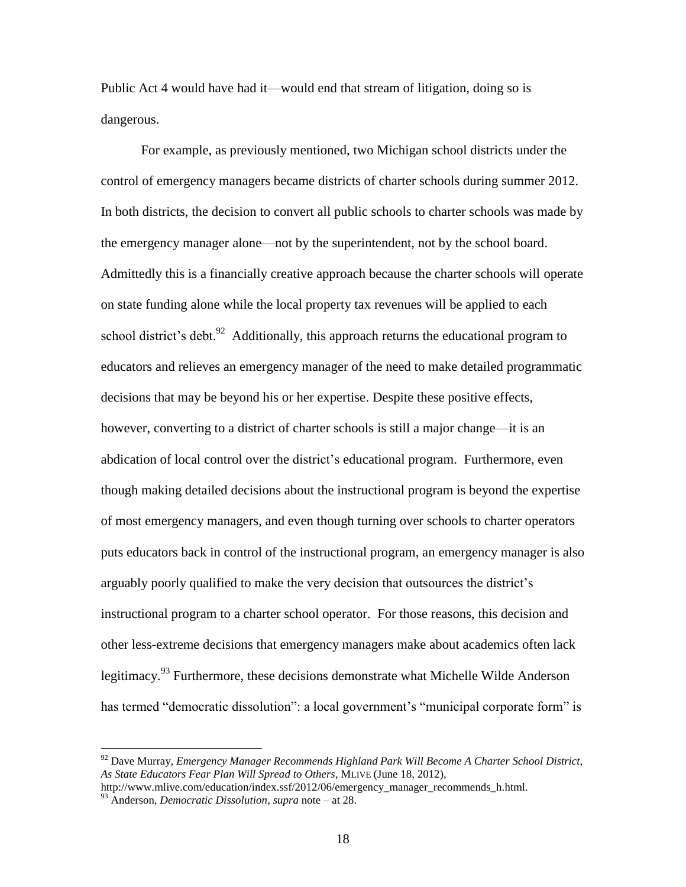Public Act 4 would have had it—would end that stream of litigation, doing so is dangerous.

For example, as previously mentioned, two Michigan school districts under the control of emergency managers became districts of charter schools during summer 2012. In both districts, the decision to convert all public schools to charter schools was made by the emergency manager alone—not by the superintendent, not by the school board. Admittedly this is a financially creative approach because the charter schools will operate on state funding alone while the local property tax revenues will be applied to each school district's debt.[92] Additionally, this approach returns the educational program to educators and relieves an emergency manager of the need to make detailed programmatic decisions that may be beyond his or her expertise. Despite these positive effects, however, converting to a district of charter schools is still a major change—it is an abdication of local control over the district's educational program. Furthermore, even though making detailed decisions about the instructional program is beyond the expertise of most emergency managers, and even though turning over schools to charter operators puts educators back in control of the instructional program, an emergency manager is also arguably poorly qualified to make the very decision that outsources the district's instructional program to a charter school operator. For those reasons, this decision and other less-extreme decisions that emergency managers make about academics often lack legitimacy.[93] Furthermore, these decisions demonstrate what Michelle Wilde Anderson has termed "democratic dissolution": a local government's "municipal corporate form" is

---

[92] Dave Murray, *Emergency Manager Recommends Highland Park Will Become A Charter School District, As State Educators Fear Plan Will Spread to Others*, MLIVE (June 18, 2012), http://www.mlive.com/education/index.ssf/2012/06/emergency_manager_recommends_h.html.

[93] Anderson, *Democratic Dissolution*, *supra* note – at 28.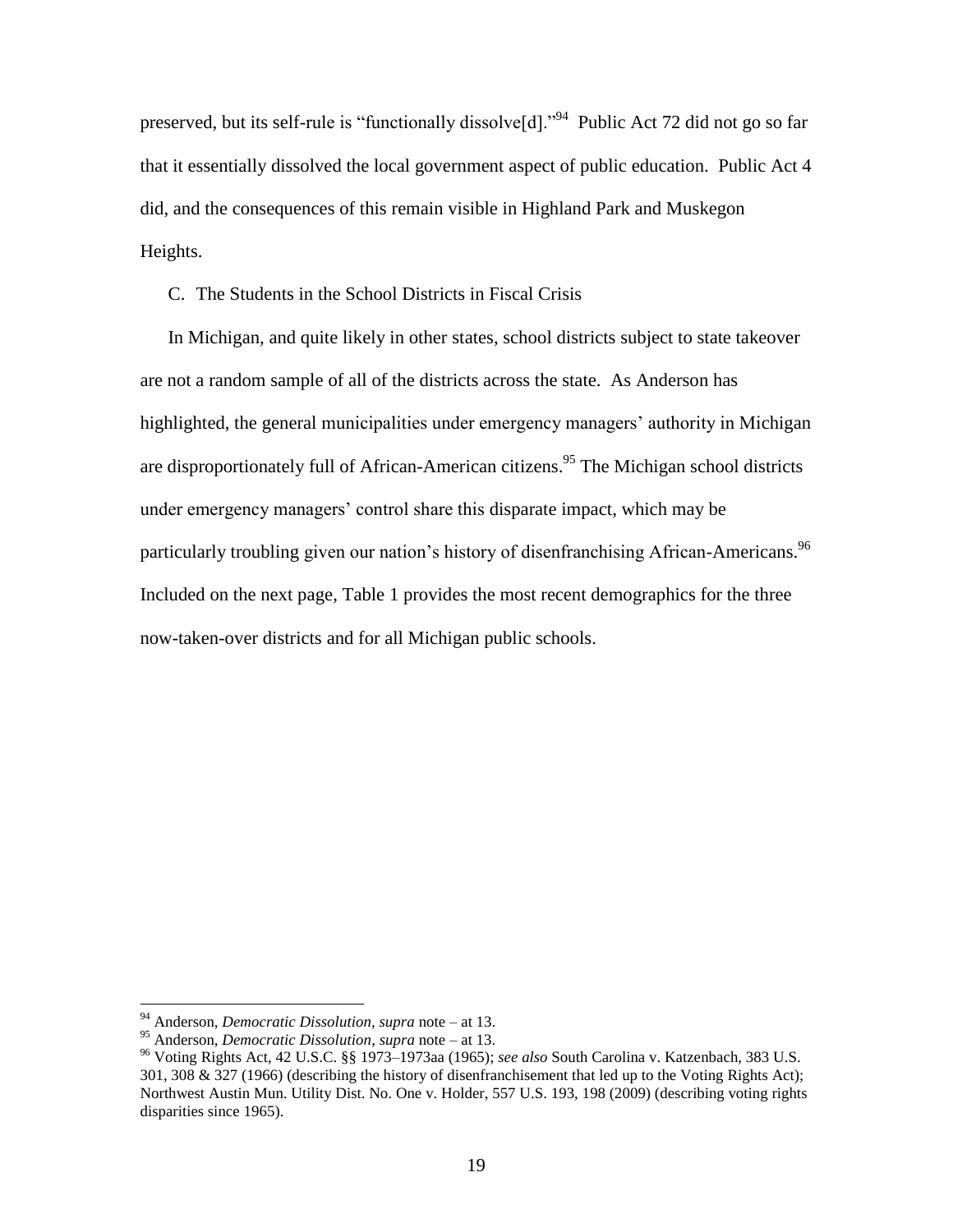preserved, but its self-rule is "functionally dissolve[d]."[94] Public Act 72 did not go so far that it essentially dissolved the local government aspect of public education. Public Act 4 did, and the consequences of this remain visible in Highland Park and Muskegon Heights.

C. The Students in the School Districts in Fiscal Crisis

In Michigan, and quite likely in other states, school districts subject to state takeover are not a random sample of all of the districts across the state. As Anderson has highlighted, the general municipalities under emergency managers' authority in Michigan are disproportionately full of African-American citizens.[95] The Michigan school districts under emergency managers' control share this disparate impact, which may be particularly troubling given our nation's history of disenfranchising African-Americans.[96] Included on the next page, Table 1 provides the most recent demographics for the three now-taken-over districts and for all Michigan public schools.

---

[94] Anderson, *Democratic Dissolution*, *supra* note – at 13.

[95] Anderson, *Democratic Dissolution*, *supra* note – at 13.

[96] Voting Rights Act, 42 U.S.C. §§ 1973–1973aa (1965); *see also* South Carolina v. Katzenbach, 383 U.S. 301, 308 & 327 (1966) (describing the history of disenfranchisement that led up to the Voting Rights Act); Northwest Austin Mun. Utility Dist. No. One v. Holder, 557 U.S. 193, 198 (2009) (describing voting rights disparities since 1965).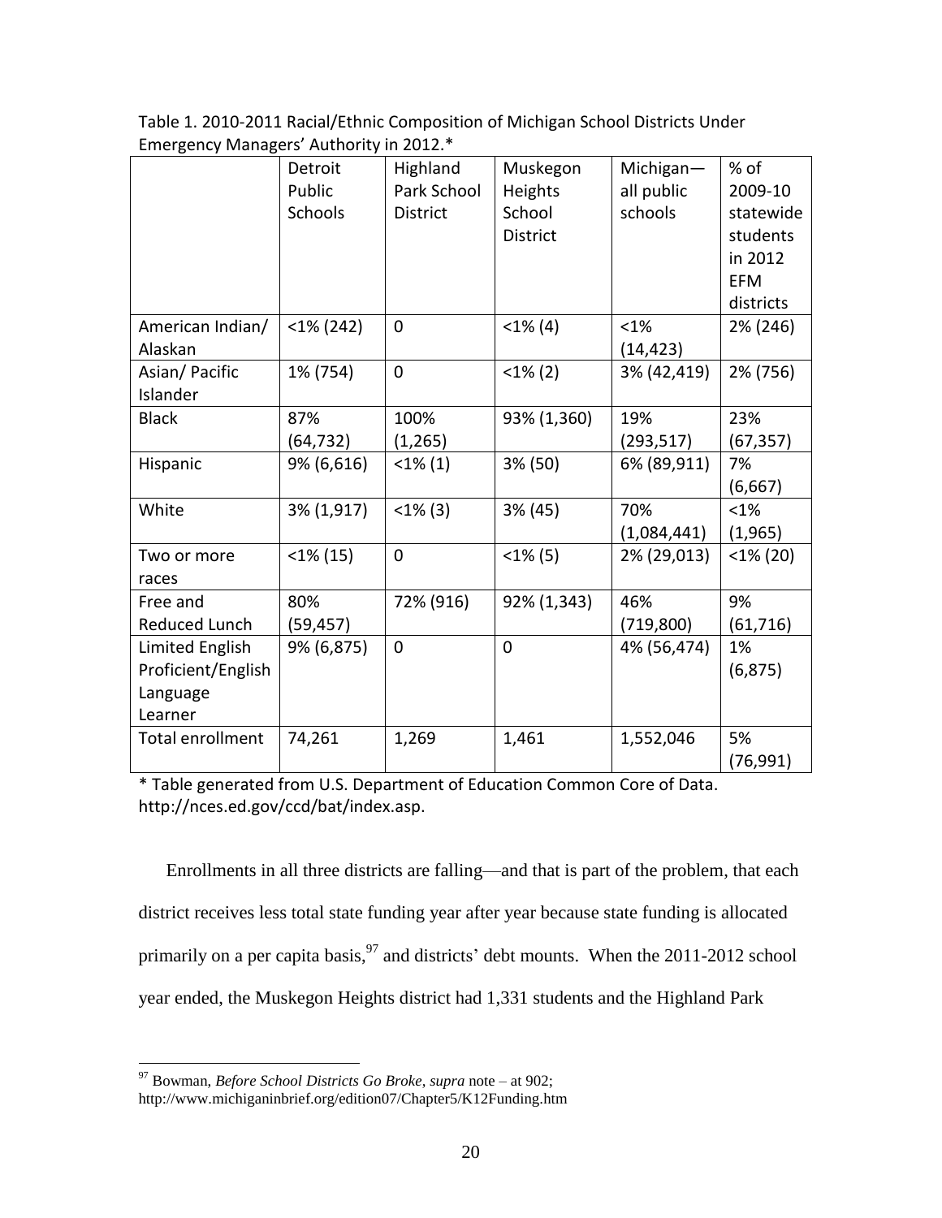Table 1. 2010-2011 Racial/Ethnic Composition of Michigan School Districts Under Emergency Managers' Authority in 2012.*

| | Detroit Public Schools | Highland Park School District | Muskegon Heights School District | Michigan—all public schools | % of 2009-10 statewide students in 2012 EFM districts |
|---|---|---|---|---|---|
| American Indian/ Alaskan | <1% (242) | 0 | <1% (4) | <1% (14,423) | 2% (246) |
| Asian/ Pacific Islander | 1% (754) | 0 | <1% (2) | 3% (42,419) | 2% (756) |
| Black | 87% (64,732) | 100% (1,265) | 93% (1,360) | 19% (293,517) | 23% (67,357) |
| Hispanic | 9% (6,616) | <1% (1) | 3% (50) | 6% (89,911) | 7% (6,667) |
| White | 3% (1,917) | <1% (3) | 3% (45) | 70% (1,084,441) | <1% (1,965) |
| Two or more races | <1% (15) | 0 | <1% (5) | 2% (29,013) | <1% (20) |
| Free and Reduced Lunch | 80% (59,457) | 72% (916) | 92% (1,343) | 46% (719,800) | 9% (61,716) |
| Limited English Proficient/English Language Learner | 9% (6,875) | 0 | 0 | 4% (56,474) | 1% (6,875) |
| Total enrollment | 74,261 | 1,269 | 1,461 | 1,552,046 | 5% (76,991) |

* Table generated from U.S. Department of Education Common Core of Data. http://nces.ed.gov/ccd/bat/index.asp.

Enrollments in all three districts are falling—and that is part of the problem, that each district receives less total state funding year after year because state funding is allocated primarily on a per capita basis,[97] and districts' debt mounts. When the 2011-2012 school year ended, the Muskegon Heights district had 1,331 students and the Highland Park

[97] Bowman, *Before School Districts Go Broke*, *supra* note – at 902; http://www.michiganinbrief.org/edition07/Chapter5/K12Funding.htm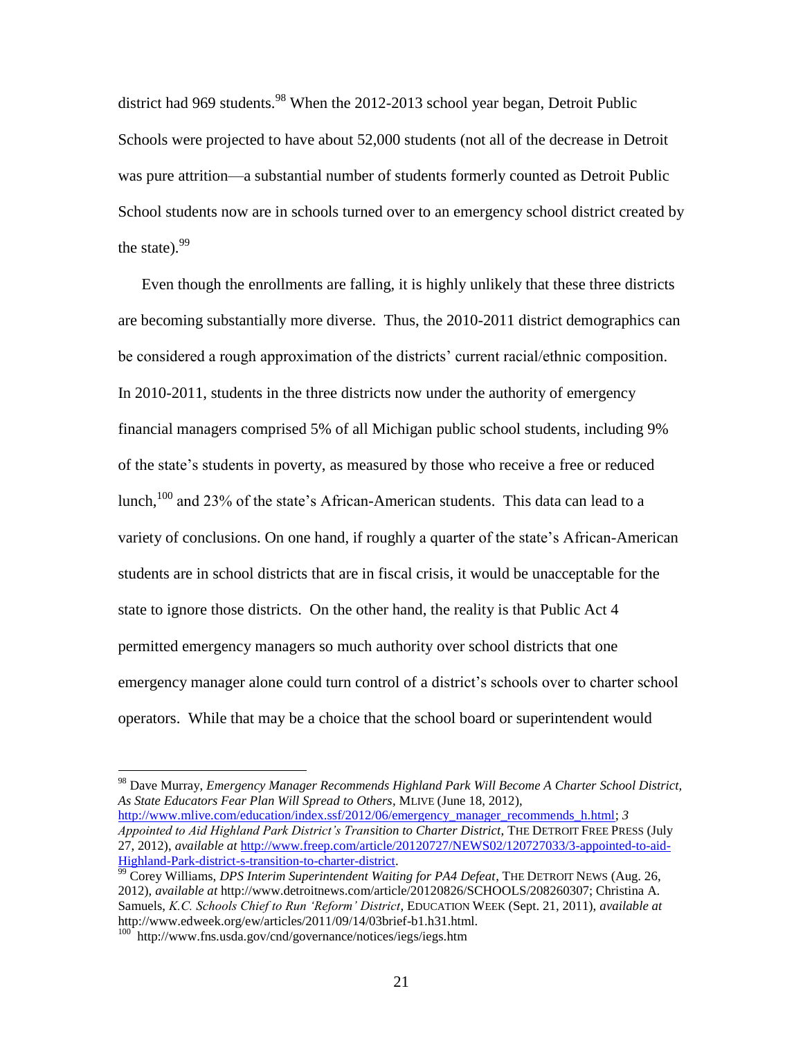district had 969 students.[98] When the 2012-2013 school year began, Detroit Public Schools were projected to have about 52,000 students (not all of the decrease in Detroit was pure attrition—a substantial number of students formerly counted as Detroit Public School students now are in schools turned over to an emergency school district created by the state).[99]

Even though the enrollments are falling, it is highly unlikely that these three districts are becoming substantially more diverse. Thus, the 2010-2011 district demographics can be considered a rough approximation of the districts' current racial/ethnic composition. In 2010-2011, students in the three districts now under the authority of emergency financial managers comprised 5% of all Michigan public school students, including 9% of the state's students in poverty, as measured by those who receive a free or reduced lunch,[100] and 23% of the state's African-American students. This data can lead to a variety of conclusions. On one hand, if roughly a quarter of the state's African-American students are in school districts that are in fiscal crisis, it would be unacceptable for the state to ignore those districts. On the other hand, the reality is that Public Act 4 permitted emergency managers so much authority over school districts that one emergency manager alone could turn control of a district's schools over to charter school operators. While that may be a choice that the school board or superintendent would

---

[98] Dave Murray, *Emergency Manager Recommends Highland Park Will Become A Charter School District, As State Educators Fear Plan Will Spread to Others*, MLIVE (June 18, 2012), http://www.mlive.com/education/index.ssf/2012/06/emergency_manager_recommends_h.html; *3 Appointed to Aid Highland Park District's Transition to Charter District*, THE DETROIT FREE PRESS (July 27, 2012), *available at* http://www.freep.com/article/20120727/NEWS02/120727033/3-appointed-to-aid-Highland-Park-district-s-transition-to-charter-district.

[99] Corey Williams, *DPS Interim Superintendent Waiting for PA4 Defeat*, THE DETROIT NEWS (Aug. 26, 2012), *available at* http://www.detroitnews.com/article/20120826/SCHOOLS/208260307; Christina A. Samuels, *K.C. Schools Chief to Run 'Reform' District*, EDUCATION WEEK (Sept. 21, 2011), *available at* http://www.edweek.org/ew/articles/2011/09/14/03brief-b1.h31.html.

[100] http://www.fns.usda.gov/cnd/governance/notices/iegs/iegs.htm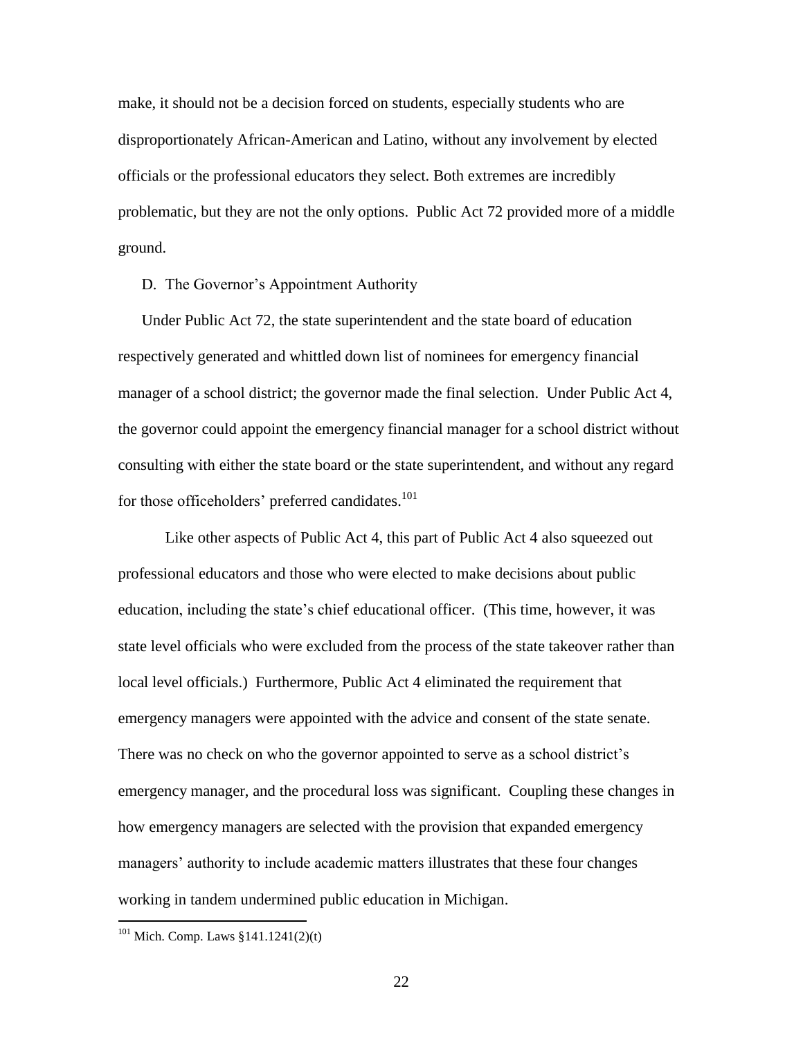make, it should not be a decision forced on students, especially students who are disproportionately African-American and Latino, without any involvement by elected officials or the professional educators they select. Both extremes are incredibly problematic, but they are not the only options. Public Act 72 provided more of a middle ground.

### D. The Governor's Appointment Authority

Under Public Act 72, the state superintendent and the state board of education respectively generated and whittled down list of nominees for emergency financial manager of a school district; the governor made the final selection. Under Public Act 4, the governor could appoint the emergency financial manager for a school district without consulting with either the state board or the state superintendent, and without any regard for those officeholders' preferred candidates.[101]

Like other aspects of Public Act 4, this part of Public Act 4 also squeezed out professional educators and those who were elected to make decisions about public education, including the state's chief educational officer. (This time, however, it was state level officials who were excluded from the process of the state takeover rather than local level officials.) Furthermore, Public Act 4 eliminated the requirement that emergency managers were appointed with the advice and consent of the state senate. There was no check on who the governor appointed to serve as a school district's emergency manager, and the procedural loss was significant. Coupling these changes in how emergency managers are selected with the provision that expanded emergency managers' authority to include academic matters illustrates that these four changes working in tandem undermined public education in Michigan.

---

[101] Mich. Comp. Laws §141.1241(2)(t)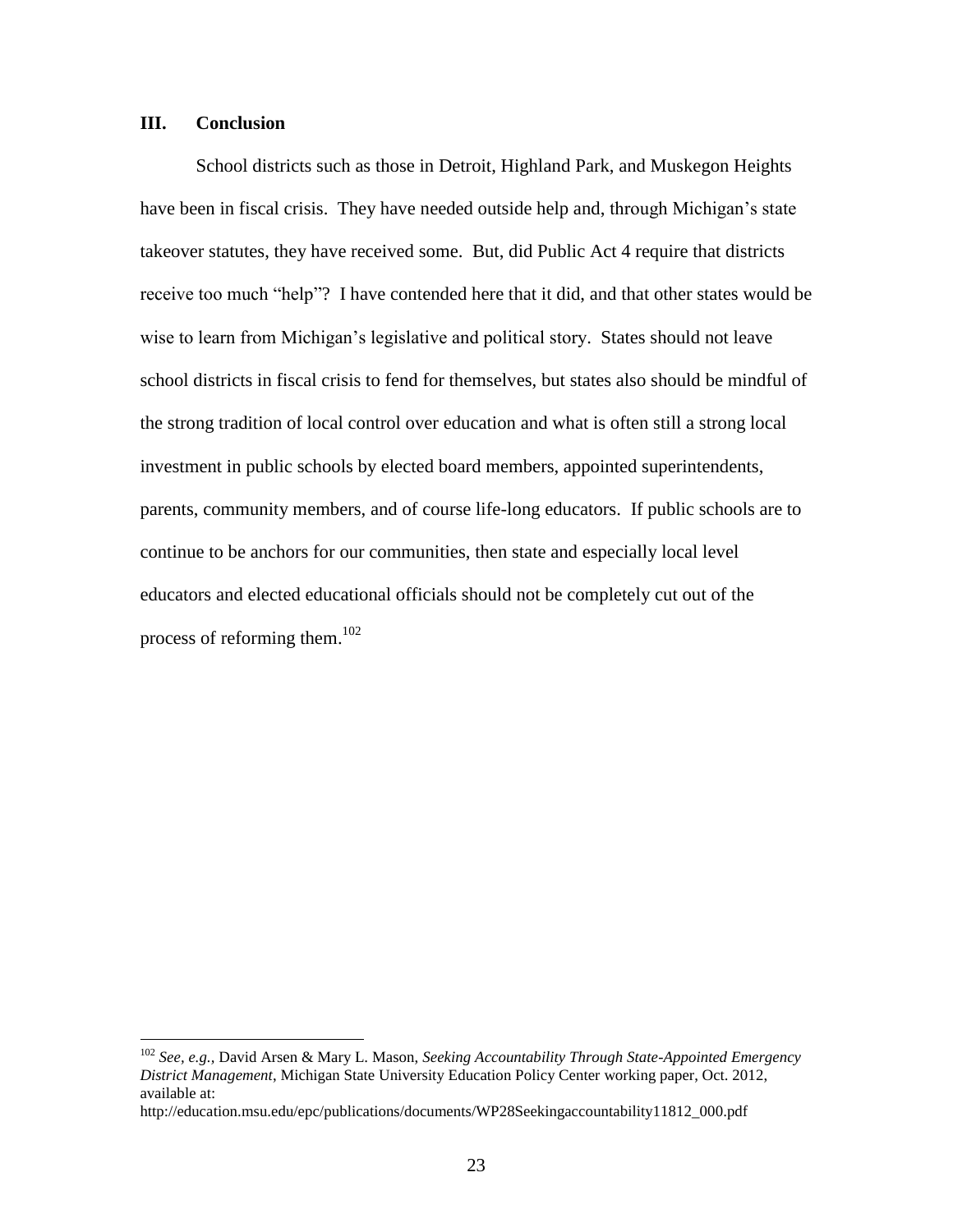## III. Conclusion

School districts such as those in Detroit, Highland Park, and Muskegon Heights have been in fiscal crisis. They have needed outside help and, through Michigan's state takeover statutes, they have received some. But, did Public Act 4 require that districts receive too much "help"? I have contended here that it did, and that other states would be wise to learn from Michigan's legislative and political story. States should not leave school districts in fiscal crisis to fend for themselves, but states also should be mindful of the strong tradition of local control over education and what is often still a strong local investment in public schools by elected board members, appointed superintendents, parents, community members, and of course life-long educators. If public schools are to continue to be anchors for our communities, then state and especially local level educators and elected educational officials should not be completely cut out of the process of reforming them.[102]

---

[102] *See, e.g.,* David Arsen & Mary L. Mason, *Seeking Accountability Through State-Appointed Emergency District Management*, Michigan State University Education Policy Center working paper, Oct. 2012, available at: http://education.msu.edu/epc/publications/documents/WP28Seekingaccountability11812_000.pdf